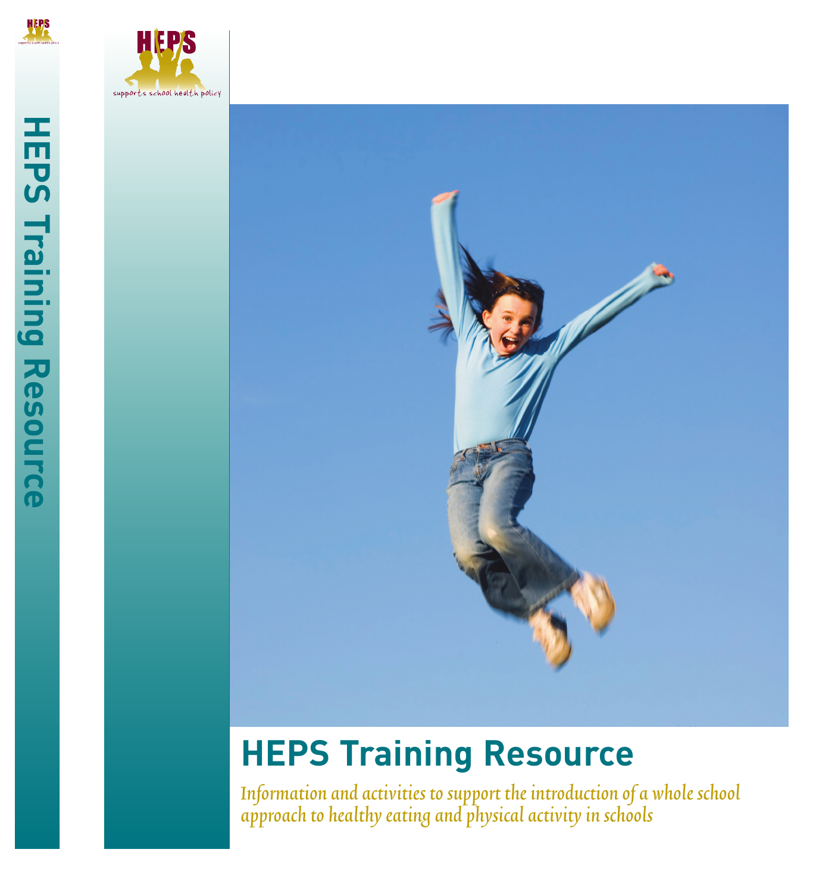HEPS

supports school health policy

# HEPS Training Resource

*Information and activities to support the introduction of a whole school approach to healthy eating and physical activity in schools*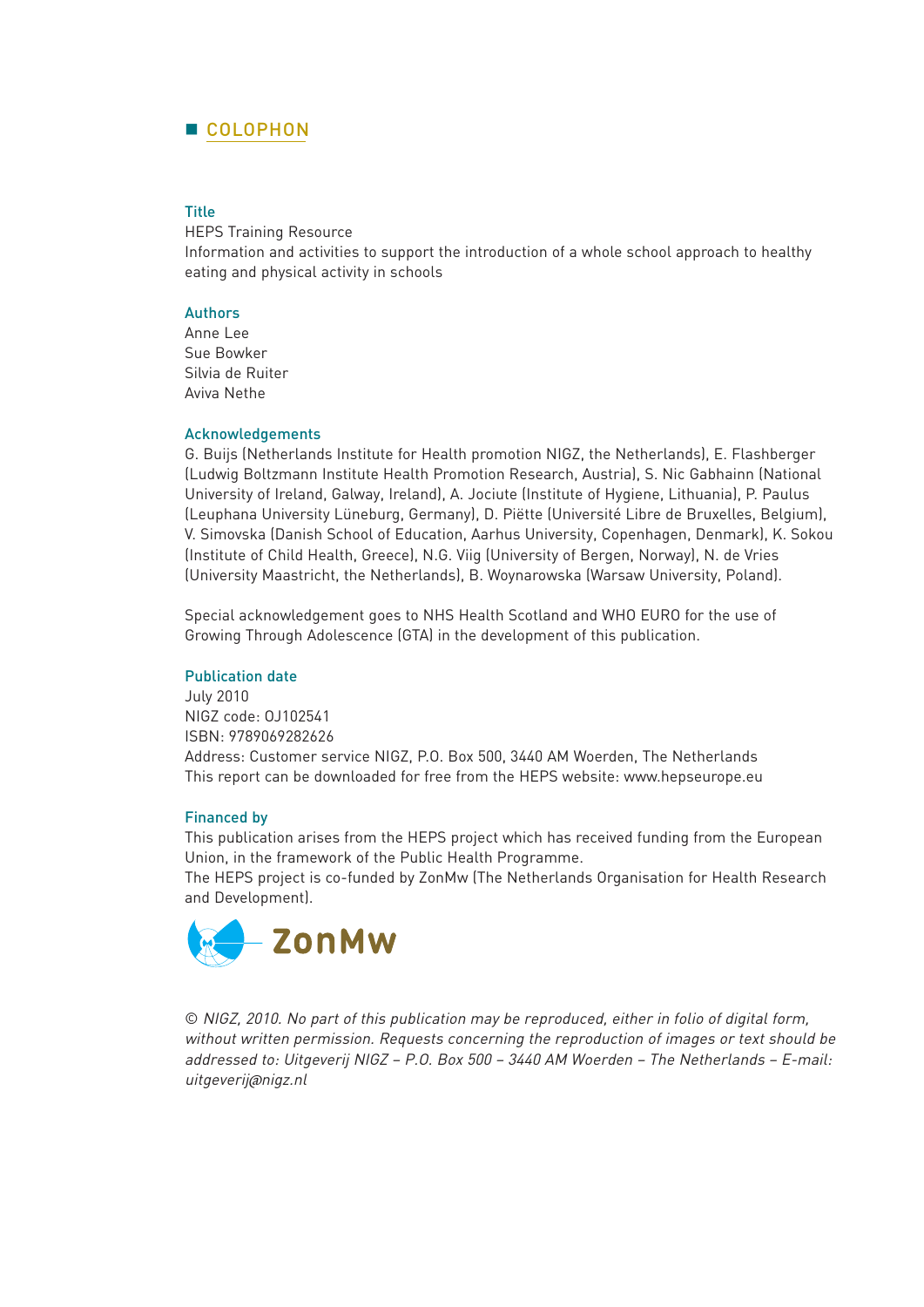## COLOPHON

### Title

HEPS Training Resource
Information and activities to support the introduction of a whole school approach to healthy eating and physical activity in schools

### Authors

Anne Lee
Sue Bowker
Silvia de Ruiter
Aviva Nethe

### Acknowledgements

G. Buijs (Netherlands Institute for Health promotion NIGZ, the Netherlands), E. Flashberger (Ludwig Boltzmann Institute Health Promotion Research, Austria), S. Nic Gabhainn (National University of Ireland, Galway, Ireland), A. Jociute (Institute of Hygiene, Lithuania), P. Paulus (Leuphana University Lüneburg, Germany), D. Piëtte (Université Libre de Bruxelles, Belgium), V. Simovska (Danish School of Education, Aarhus University, Copenhagen, Denmark), K. Sokou (Institute of Child Health, Greece), N.G. Viig (University of Bergen, Norway), N. de Vries (University Maastricht, the Netherlands), B. Woynarowska (Warsaw University, Poland).

Special acknowledgement goes to NHS Health Scotland and WHO EURO for the use of Growing Through Adolescence (GTA) in the development of this publication.

### Publication date

July 2010
NIGZ code: OJ102541
ISBN: 9789069282626
Address: Customer service NIGZ, P.O. Box 500, 3440 AM Woerden, The Netherlands
This report can be downloaded for free from the HEPS website: www.hepseurope.eu

### Financed by

This publication arises from the HEPS project which has received funding from the European Union, in the framework of the Public Health Programme.
The HEPS project is co-funded by ZonMw (The Netherlands Organisation for Health Research and Development).

ZonMw

*© NIGZ, 2010. No part of this publication may be reproduced, either in folio of digital form, without written permission. Requests concerning the reproduction of images or text should be addressed to: Uitgeverij NIGZ – P.O. Box 500 – 3440 AM Woerden – The Netherlands – E-mail: uitgeverij@nigz.nl*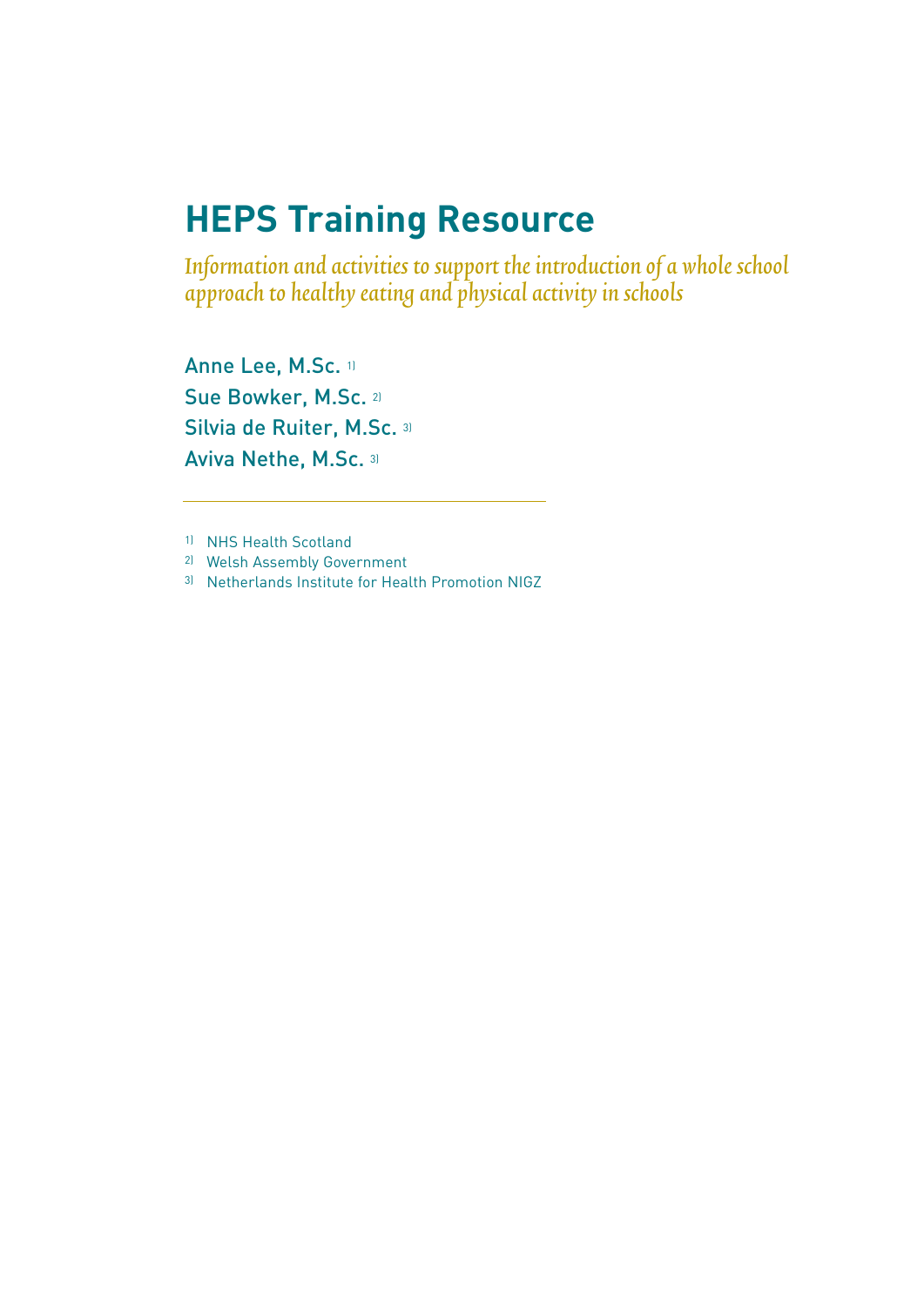# HEPS Training Resource

*Information and activities to support the introduction of a whole school approach to healthy eating and physical activity in schools*

Anne Lee, M.Sc. [1]
Sue Bowker, M.Sc. [2]
Silvia de Ruiter, M.Sc. [3]
Aviva Nethe, M.Sc. [3]

---

[1] NHS Health Scotland
[2] Welsh Assembly Government
[3] Netherlands Institute for Health Promotion NIGZ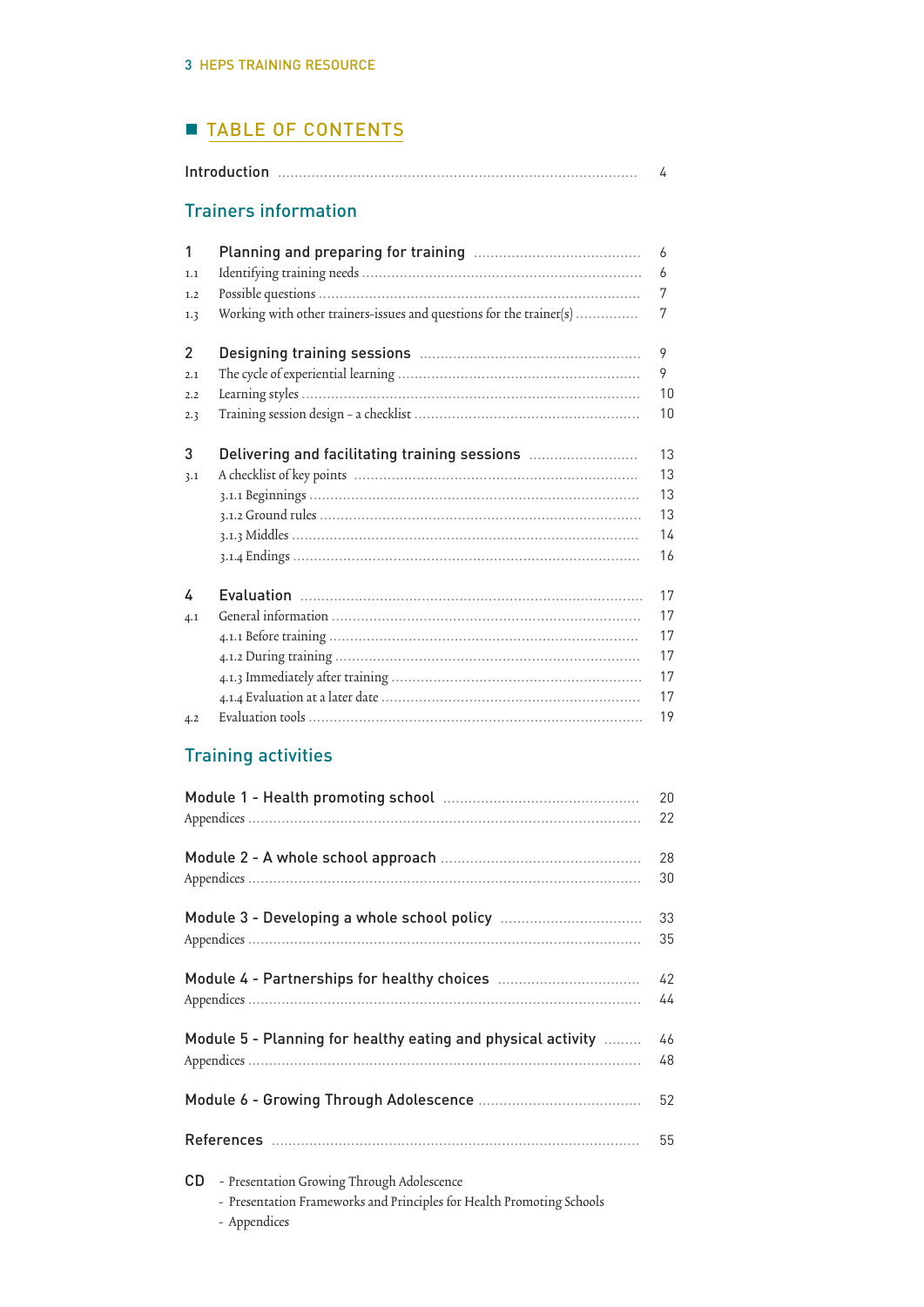## TABLE OF CONTENTS

Introduction ........ 4

### Trainers information

**1 Planning and preparing for training** ........ 6

1.1 Identifying training needs ........ 6

1.2 Possible questions ........ 7

1.3 Working with other trainers-issues and questions for the trainer(s) ........ 7

**2 Designing training sessions** ........ 9

2.1 The cycle of experiential learning ........ 9

2.2 Learning styles ........ 10

2.3 Training session design – a checklist ........ 10

**3 Delivering and facilitating training sessions** ........ 13

3.1 A checklist of key points ........ 13

3.1.1 Beginnings ........ 13

3.1.2 Ground rules ........ 13

3.1.3 Middles ........ 14

3.1.4 Endings ........ 16

**4 Evaluation** ........ 17

4.1 General information ........ 17

4.1.1 Before training ........ 17

4.1.2 During training ........ 17

4.1.3 Immediately after training ........ 17

4.1.4 Evaluation at a later date ........ 17

4.2 Evaluation tools ........ 19

### Training activities

**Module 1 - Health promoting school** ........ 20

Appendices ........ 22

**Module 2 - A whole school approach** ........ 28

Appendices ........ 30

**Module 3 - Developing a whole school policy** ........ 33

Appendices ........ 35

**Module 4 - Partnerships for healthy choices** ........ 42

Appendices ........ 44

**Module 5 - Planning for healthy eating and physical activity** ........ 46

Appendices ........ 48

**Module 6 - Growing Through Adolescence** ........ 52

**References** ........ 55

**CD**
- Presentation Growing Through Adolescence
- Presentation Frameworks and Principles for Health Promoting Schools
- Appendices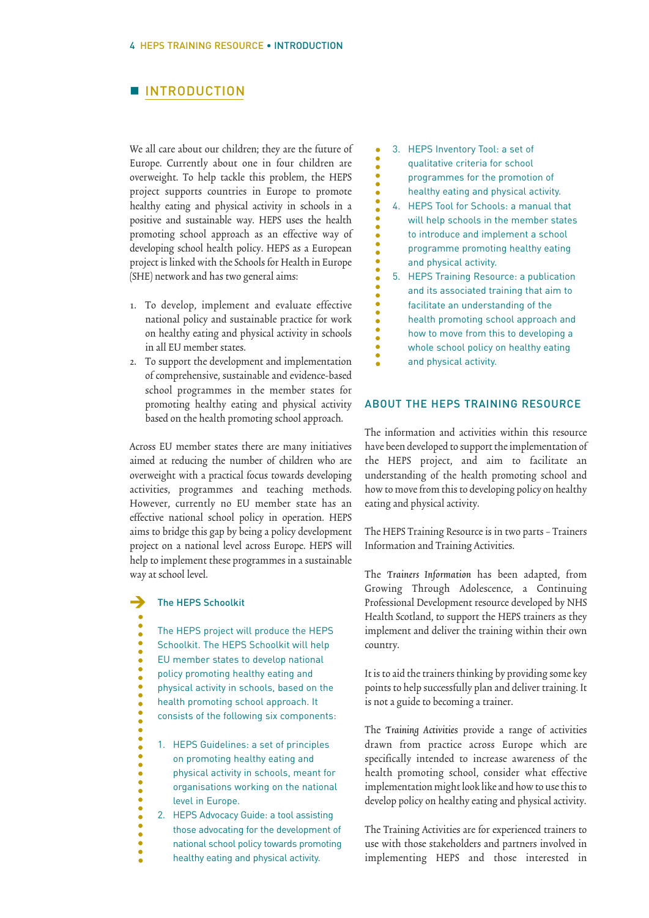## INTRODUCTION

We all care about our children; they are the future of Europe. Currently about one in four children are overweight. To help tackle this problem, the HEPS project supports countries in Europe to promote healthy eating and physical activity in schools in a positive and sustainable way. HEPS uses the health promoting school approach as an effective way of developing school health policy. HEPS as a European project is linked with the Schools for Health in Europe (SHE) network and has two general aims:

1. To develop, implement and evaluate effective national policy and sustainable practice for work on healthy eating and physical activity in schools in all EU member states.
2. To support the development and implementation of comprehensive, sustainable and evidence-based school programmes in the member states for promoting healthy eating and physical activity based on the health promoting school approach.

Across EU member states there are many initiatives aimed at reducing the number of children who are overweight with a practical focus towards developing activities, programmes and teaching methods. However, currently no EU member state has an effective national school policy in operation. HEPS aims to bridge this gap by being a policy development project on a national level across Europe. HEPS will help to implement these programmes in a sustainable way at school level.

### The HEPS Schoolkit

The HEPS project will produce the HEPS Schoolkit. The HEPS Schoolkit will help EU member states to develop national policy promoting healthy eating and physical activity in schools, based on the health promoting school approach. It consists of the following six components:

1. HEPS Guidelines: a set of principles on promoting healthy eating and physical activity in schools, meant for organisations working on the national level in Europe.
2. HEPS Advocacy Guide: a tool assisting those advocating for the development of national school policy towards promoting healthy eating and physical activity.
3. HEPS Inventory Tool: a set of qualitative criteria for school programmes for the promotion of healthy eating and physical activity.
4. HEPS Tool for Schools: a manual that will help schools in the member states to introduce and implement a school programme promoting healthy eating and physical activity.
5. HEPS Training Resource: a publication and its associated training that aim to facilitate an understanding of the health promoting school approach and how to move from this to developing a whole school policy on healthy eating and physical activity.

### ABOUT THE HEPS TRAINING RESOURCE

The information and activities within this resource have been developed to support the implementation of the HEPS project, and aim to facilitate an understanding of the health promoting school and how to move from this to developing policy on healthy eating and physical activity.

The HEPS Training Resource is in two parts – Trainers Information and Training Activities.

The *Trainers Information* has been adapted, from Growing Through Adolescence, a Continuing Professional Development resource developed by NHS Health Scotland, to support the HEPS trainers as they implement and deliver the training within their own country.

It is to aid the trainers thinking by providing some key points to help successfully plan and deliver training. It is not a guide to becoming a trainer.

The *Training Activities* provide a range of activities drawn from practice across Europe which are specifically intended to increase awareness of the health promoting school, consider what effective implementation might look like and how to use this to develop policy on healthy eating and physical activity.

The Training Activities are for experienced trainers to use with those stakeholders and partners involved in implementing HEPS and those interested in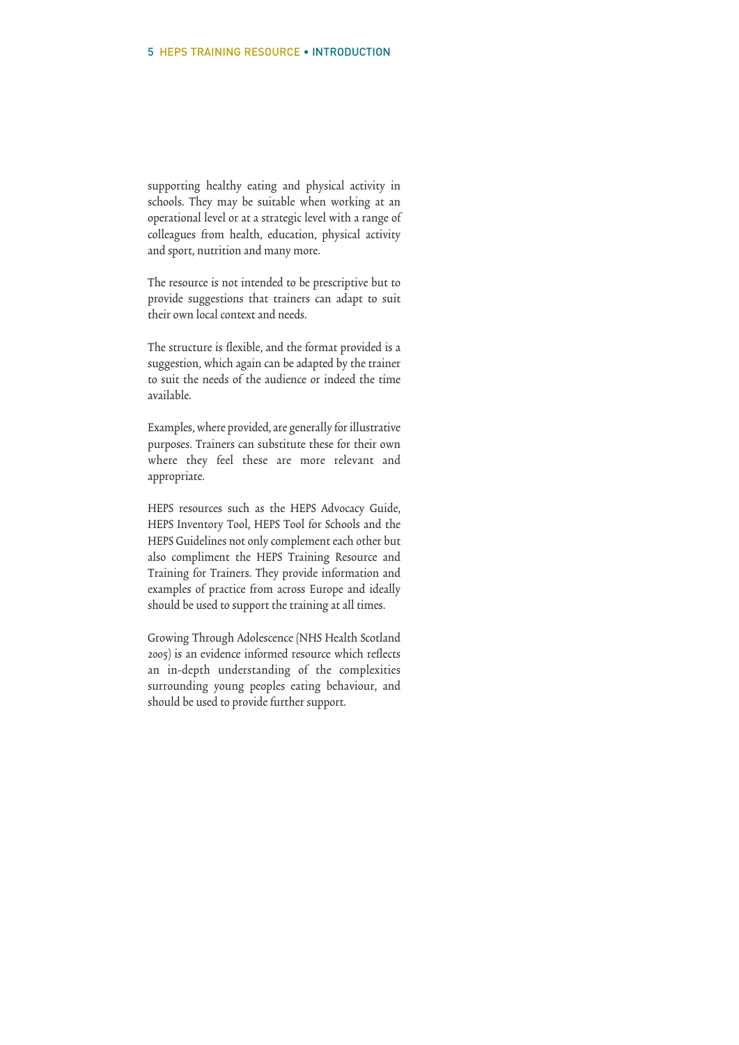supporting healthy eating and physical activity in schools. They may be suitable when working at an operational level or at a strategic level with a range of colleagues from health, education, physical activity and sport, nutrition and many more.

The resource is not intended to be prescriptive but to provide suggestions that trainers can adapt to suit their own local context and needs.

The structure is flexible, and the format provided is a suggestion, which again can be adapted by the trainer to suit the needs of the audience or indeed the time available.

Examples, where provided, are generally for illustrative purposes. Trainers can substitute these for their own where they feel these are more relevant and appropriate.

HEPS resources such as the HEPS Advocacy Guide, HEPS Inventory Tool, HEPS Tool for Schools and the HEPS Guidelines not only complement each other but also compliment the HEPS Training Resource and Training for Trainers. They provide information and examples of practice from across Europe and ideally should be used to support the training at all times.

Growing Through Adolescence (NHS Health Scotland 2005) is an evidence informed resource which reflects an in-depth understanding of the complexities surrounding young peoples eating behaviour, and should be used to provide further support.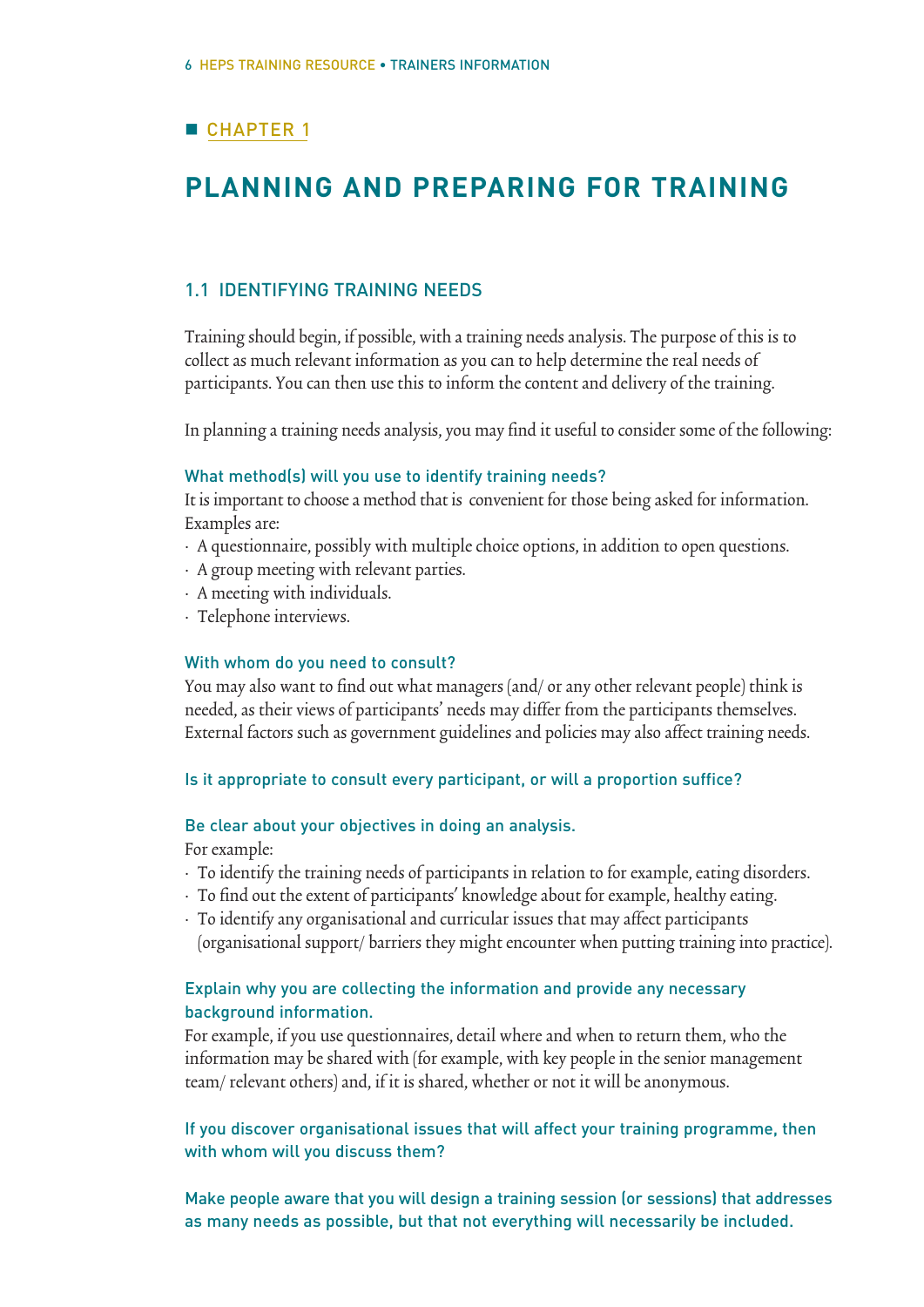## CHAPTER 1

# PLANNING AND PREPARING FOR TRAINING

### 1.1 IDENTIFYING TRAINING NEEDS

Training should begin, if possible, with a training needs analysis. The purpose of this is to collect as much relevant information as you can to help determine the real needs of participants. You can then use this to inform the content and delivery of the training.

In planning a training needs analysis, you may find it useful to consider some of the following:

**What method(s) will you use to identify training needs?**

It is important to choose a method that is convenient for those being asked for information. Examples are:

- A questionnaire, possibly with multiple choice options, in addition to open questions.
- A group meeting with relevant parties.
- A meeting with individuals.
- Telephone interviews.

**With whom do you need to consult?**

You may also want to find out what managers (and/ or any other relevant people) think is needed, as their views of participants' needs may differ from the participants themselves. External factors such as government guidelines and policies may also affect training needs.

**Is it appropriate to consult every participant, or will a proportion suffice?**

**Be clear about your objectives in doing an analysis.**

For example:

- To identify the training needs of participants in relation to for example, eating disorders.
- To find out the extent of participants' knowledge about for example, healthy eating.
- To identify any organisational and curricular issues that may affect participants (organisational support/ barriers they might encounter when putting training into practice).

**Explain why you are collecting the information and provide any necessary background information.**

For example, if you use questionnaires, detail where and when to return them, who the information may be shared with (for example, with key people in the senior management team/ relevant others) and, if it is shared, whether or not it will be anonymous.

**If you discover organisational issues that will affect your training programme, then with whom will you discuss them?**

**Make people aware that you will design a training session (or sessions) that addresses as many needs as possible, but that not everything will necessarily be included.**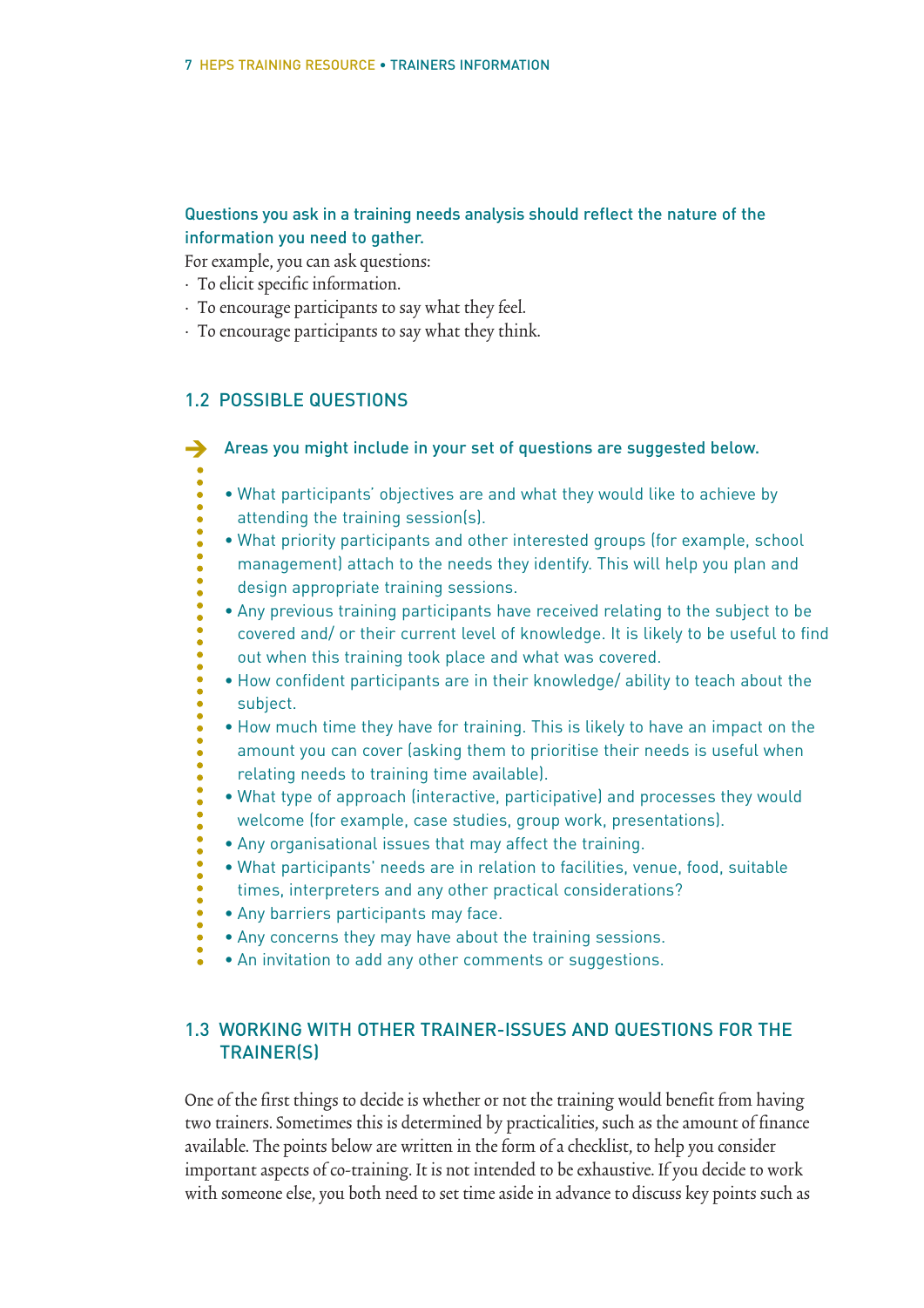**Questions you ask in a training needs analysis should reflect the nature of the information you need to gather.**

For example, you can ask questions:

- To elicit specific information.
- To encourage participants to say what they feel.
- To encourage participants to say what they think.

## 1.2 POSSIBLE QUESTIONS

➔ **Areas you might include in your set of questions are suggested below.**

- What participants' objectives are and what they would like to achieve by attending the training session(s).
- What priority participants and other interested groups (for example, school management) attach to the needs they identify. This will help you plan and design appropriate training sessions.
- Any previous training participants have received relating to the subject to be covered and/ or their current level of knowledge. It is likely to be useful to find out when this training took place and what was covered.
- How confident participants are in their knowledge/ ability to teach about the subject.
- How much time they have for training. This is likely to have an impact on the amount you can cover (asking them to prioritise their needs is useful when relating needs to training time available).
- What type of approach (interactive, participative) and processes they would welcome (for example, case studies, group work, presentations).
- Any organisational issues that may affect the training.
- What participants' needs are in relation to facilities, venue, food, suitable times, interpreters and any other practical considerations?
- Any barriers participants may face.
- Any concerns they may have about the training sessions.
- An invitation to add any other comments or suggestions.

## 1.3 WORKING WITH OTHER TRAINER-ISSUES AND QUESTIONS FOR THE TRAINER(S)

One of the first things to decide is whether or not the training would benefit from having two trainers. Sometimes this is determined by practicalities, such as the amount of finance available. The points below are written in the form of a checklist, to help you consider important aspects of co-training. It is not intended to be exhaustive. If you decide to work with someone else, you both need to set time aside in advance to discuss key points such as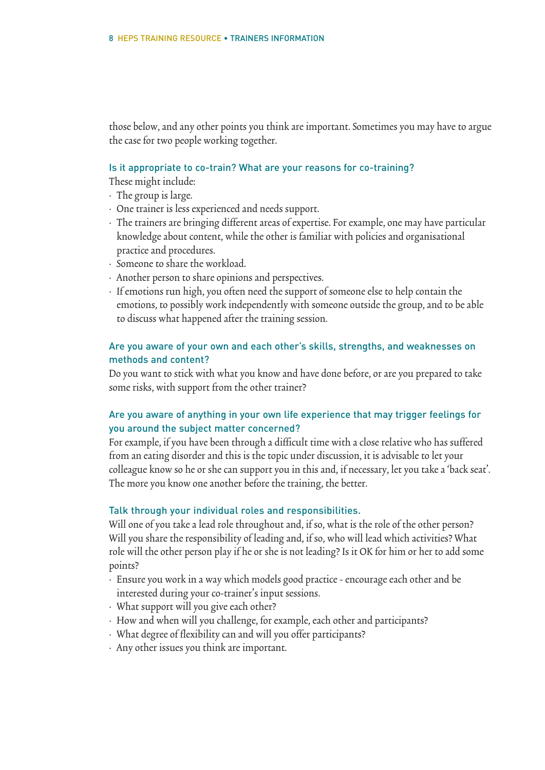those below, and any other points you think are important. Sometimes you may have to argue the case for two people working together.

### Is it appropriate to co-train? What are your reasons for co-training?

These might include:

- The group is large.
- One trainer is less experienced and needs support.
- The trainers are bringing different areas of expertise. For example, one may have particular knowledge about content, while the other is familiar with policies and organisational practice and procedures.
- Someone to share the workload.
- Another person to share opinions and perspectives.
- If emotions run high, you often need the support of someone else to help contain the emotions, to possibly work independently with someone outside the group, and to be able to discuss what happened after the training session.

### Are you aware of your own and each other's skills, strengths, and weaknesses on methods and content?

Do you want to stick with what you know and have done before, or are you prepared to take some risks, with support from the other trainer?

### Are you aware of anything in your own life experience that may trigger feelings for you around the subject matter concerned?

For example, if you have been through a difficult time with a close relative who has suffered from an eating disorder and this is the topic under discussion, it is advisable to let your colleague know so he or she can support you in this and, if necessary, let you take a 'back seat'. The more you know one another before the training, the better.

### Talk through your individual roles and responsibilities.

Will one of you take a lead role throughout and, if so, what is the role of the other person? Will you share the responsibility of leading and, if so, who will lead which activities? What role will the other person play if he or she is not leading? Is it OK for him or her to add some points?

- Ensure you work in a way which models good practice - encourage each other and be interested during your co-trainer's input sessions.
- What support will you give each other?
- How and when will you challenge, for example, each other and participants?
- What degree of flexibility can and will you offer participants?
- Any other issues you think are important.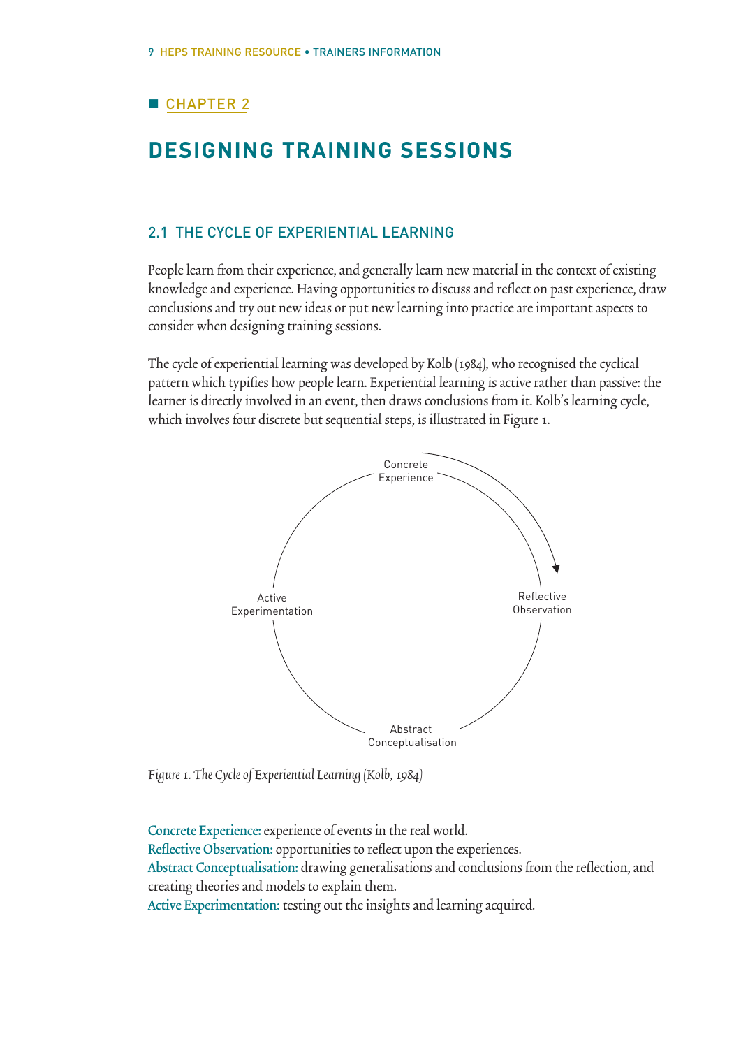## ■ CHAPTER 2

# DESIGNING TRAINING SESSIONS

### 2.1 THE CYCLE OF EXPERIENTIAL LEARNING

People learn from their experience, and generally learn new material in the context of existing knowledge and experience. Having opportunities to discuss and reflect on past experience, draw conclusions and try out new ideas or put new learning into practice are important aspects to consider when designing training sessions.

The cycle of experiential learning was developed by Kolb (1984), who recognised the cyclical pattern which typifies how people learn. Experiential learning is active rather than passive: the learner is directly involved in an event, then draws conclusions from it. Kolb's learning cycle, which involves four discrete but sequential steps, is illustrated in Figure 1.

Concrete Experience

Reflective Observation

Abstract Conceptualisation

Active Experimentation

*Figure 1. The Cycle of Experiential Learning (Kolb, 1984)*

**Concrete Experience:** experience of events in the real world.
**Reflective Observation:** opportunities to reflect upon the experiences.
**Abstract Conceptualisation:** drawing generalisations and conclusions from the reflection, and creating theories and models to explain them.
**Active Experimentation:** testing out the insights and learning acquired.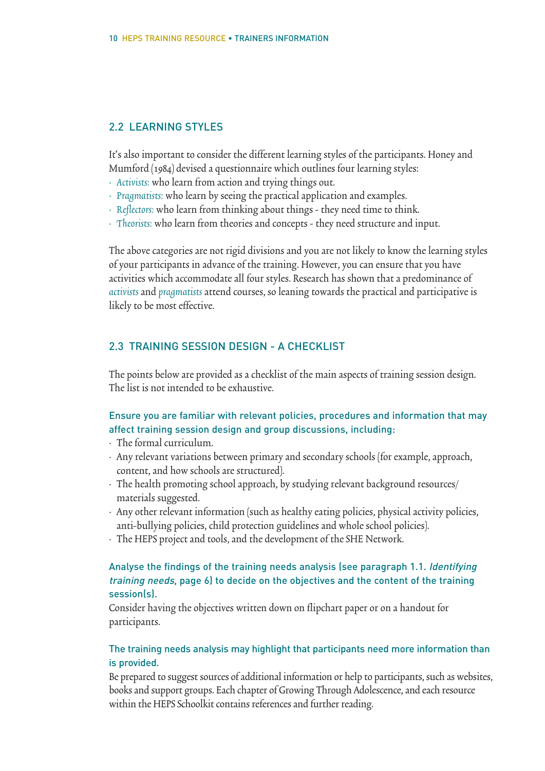## 2.2 LEARNING STYLES

It's also important to consider the different learning styles of the participants. Honey and Mumford (1984) devised a questionnaire which outlines four learning styles:

- *Activists:* who learn from action and trying things out.
- *Pragmatists:* who learn by seeing the practical application and examples.
- *Reflectors:* who learn from thinking about things - they need time to think.
- *Theorists:* who learn from theories and concepts - they need structure and input.

The above categories are not rigid divisions and you are not likely to know the learning styles of your participants in advance of the training. However, you can ensure that you have activities which accommodate all four styles. Research has shown that a predominance of *activists* and *pragmatists* attend courses, so leaning towards the practical and participative is likely to be most effective.

## 2.3 TRAINING SESSION DESIGN - A CHECKLIST

The points below are provided as a checklist of the main aspects of training session design. The list is not intended to be exhaustive.

### Ensure you are familiar with relevant policies, procedures and information that may affect training session design and group discussions, including:

- The formal curriculum.
- Any relevant variations between primary and secondary schools (for example, approach, content, and how schools are structured).
- The health promoting school approach, by studying relevant background resources/ materials suggested.
- Any other relevant information (such as healthy eating policies, physical activity policies, anti-bullying policies, child protection guidelines and whole school policies).
- The HEPS project and tools, and the development of the SHE Network.

### Analyse the findings of the training needs analysis (see paragraph 1.1. *Identifying training needs*, page 6) to decide on the objectives and the content of the training session(s).

Consider having the objectives written down on flipchart paper or on a handout for participants.

### The training needs analysis may highlight that participants need more information than is provided.

Be prepared to suggest sources of additional information or help to participants, such as websites, books and support groups. Each chapter of Growing Through Adolescence, and each resource within the HEPS Schoolkit contains references and further reading.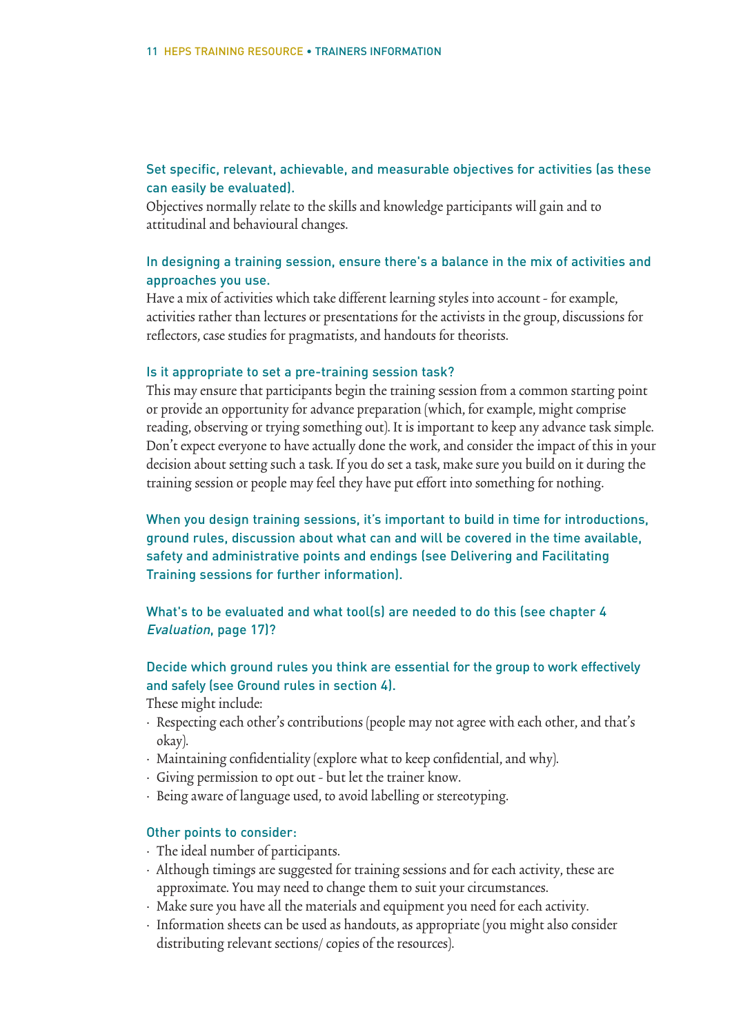### Set specific, relevant, achievable, and measurable objectives for activities (as these can easily be evaluated).

Objectives normally relate to the skills and knowledge participants will gain and to attitudinal and behavioural changes.

### In designing a training session, ensure there's a balance in the mix of activities and approaches you use.

Have a mix of activities which take different learning styles into account - for example, activities rather than lectures or presentations for the activists in the group, discussions for reflectors, case studies for pragmatists, and handouts for theorists.

### Is it appropriate to set a pre-training session task?

This may ensure that participants begin the training session from a common starting point or provide an opportunity for advance preparation (which, for example, might comprise reading, observing or trying something out). It is important to keep any advance task simple. Don't expect everyone to have actually done the work, and consider the impact of this in your decision about setting such a task. If you do set a task, make sure you build on it during the training session or people may feel they have put effort into something for nothing.

### When you design training sessions, it's important to build in time for introductions, ground rules, discussion about what can and will be covered in the time available, safety and administrative points and endings (see Delivering and Facilitating Training sessions for further information).

### What's to be evaluated and what tool(s) are needed to do this (see chapter 4 *Evaluation*, page 17)?

### Decide which ground rules you think are essential for the group to work effectively and safely (see Ground rules in section 4).

These might include:

- Respecting each other's contributions (people may not agree with each other, and that's okay).
- Maintaining confidentiality (explore what to keep confidential, and why).
- Giving permission to opt out - but let the trainer know.
- Being aware of language used, to avoid labelling or stereotyping.

### Other points to consider:

- The ideal number of participants.
- Although timings are suggested for training sessions and for each activity, these are approximate. You may need to change them to suit your circumstances.
- Make sure you have all the materials and equipment you need for each activity.
- Information sheets can be used as handouts, as appropriate (you might also consider distributing relevant sections/ copies of the resources).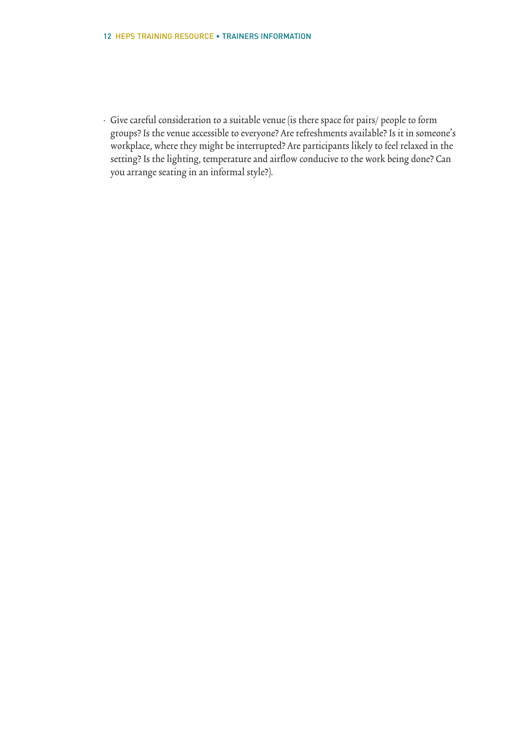- Give careful consideration to a suitable venue (is there space for pairs/ people to form groups? Is the venue accessible to everyone? Are refreshments available? Is it in someone's workplace, where they might be interrupted? Are participants likely to feel relaxed in the setting? Is the lighting, temperature and airflow conducive to the work being done? Can you arrange seating in an informal style?).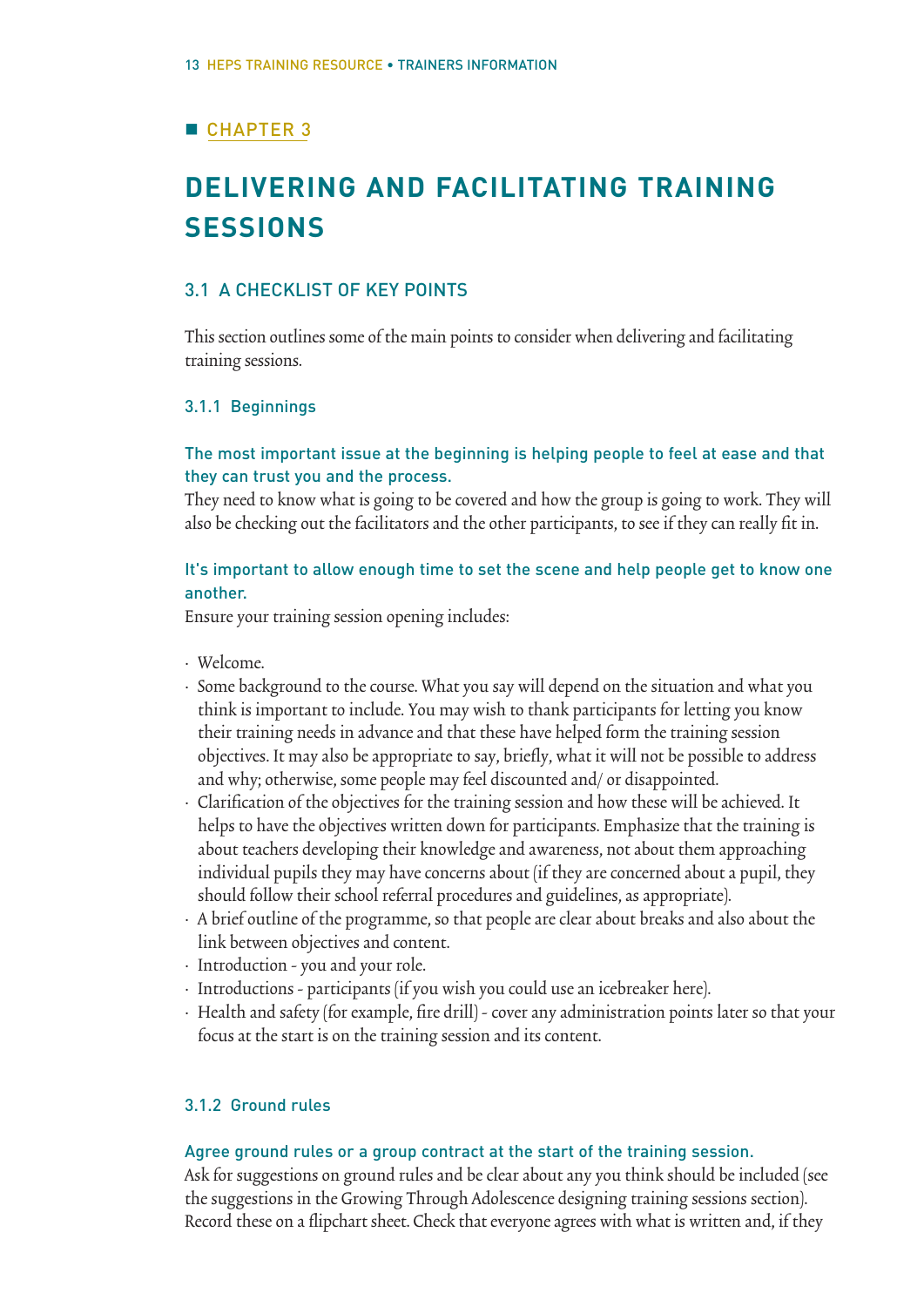## CHAPTER 3

# DELIVERING AND FACILITATING TRAINING SESSIONS

## 3.1 A CHECKLIST OF KEY POINTS

This section outlines some of the main points to consider when delivering and facilitating training sessions.

### 3.1.1 Beginnings

**The most important issue at the beginning is helping people to feel at ease and that they can trust you and the process.**

They need to know what is going to be covered and how the group is going to work. They will also be checking out the facilitators and the other participants, to see if they can really fit in.

**It's important to allow enough time to set the scene and help people get to know one another.**

Ensure your training session opening includes:

- Welcome.
- Some background to the course. What you say will depend on the situation and what you think is important to include. You may wish to thank participants for letting you know their training needs in advance and that these have helped form the training session objectives. It may also be appropriate to say, briefly, what it will not be possible to address and why; otherwise, some people may feel discounted and/ or disappointed.
- Clarification of the objectives for the training session and how these will be achieved. It helps to have the objectives written down for participants. Emphasize that the training is about teachers developing their knowledge and awareness, not about them approaching individual pupils they may have concerns about (if they are concerned about a pupil, they should follow their school referral procedures and guidelines, as appropriate).
- A brief outline of the programme, so that people are clear about breaks and also about the link between objectives and content.
- Introduction - you and your role.
- Introductions - participants (if you wish you could use an icebreaker here).
- Health and safety (for example, fire drill) - cover any administration points later so that your focus at the start is on the training session and its content.

### 3.1.2 Ground rules

**Agree ground rules or a group contract at the start of the training session.**

Ask for suggestions on ground rules and be clear about any you think should be included (see the suggestions in the Growing Through Adolescence designing training sessions section). Record these on a flipchart sheet. Check that everyone agrees with what is written and, if they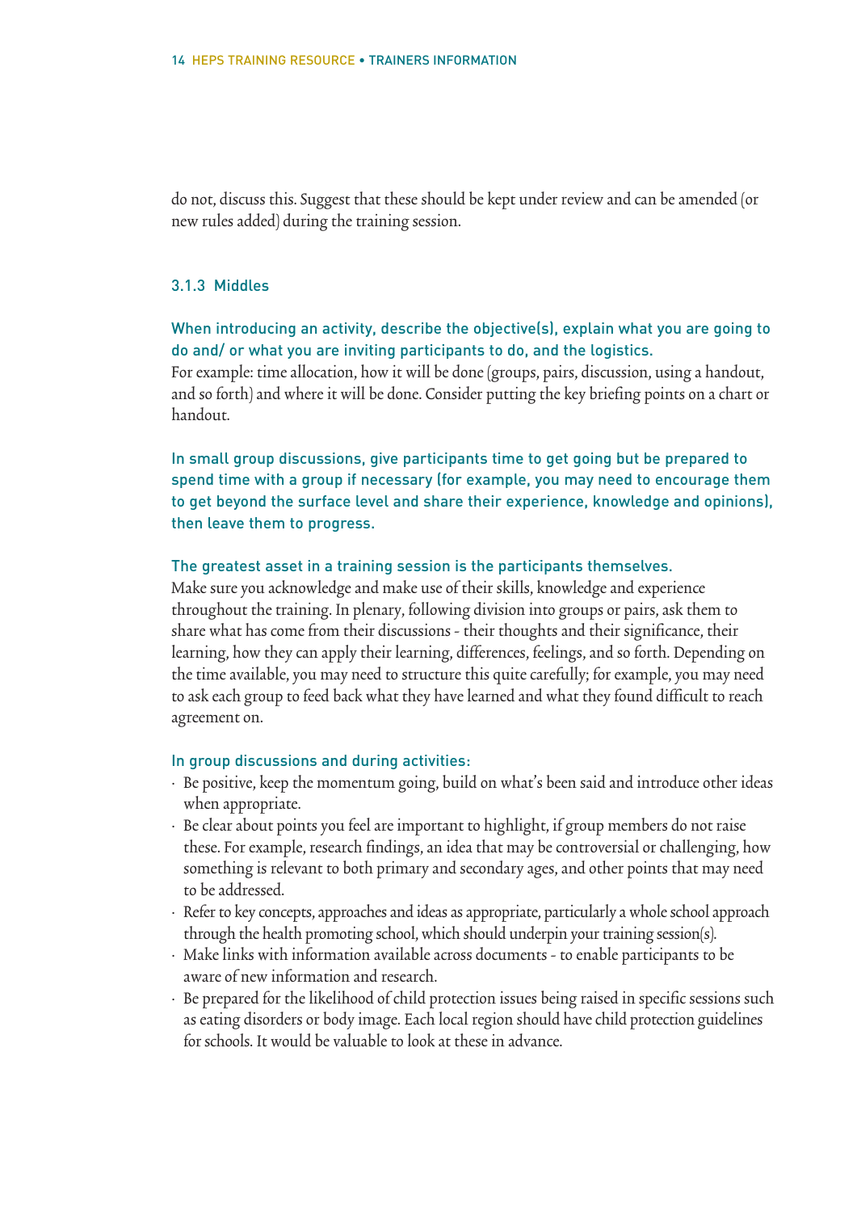do not, discuss this. Suggest that these should be kept under review and can be amended (or new rules added) during the training session.

### 3.1.3 Middles

**When introducing an activity, describe the objective(s), explain what you are going to do and/ or what you are inviting participants to do, and the logistics.**
For example: time allocation, how it will be done (groups, pairs, discussion, using a handout, and so forth) and where it will be done. Consider putting the key briefing points on a chart or handout.

**In small group discussions, give participants time to get going but be prepared to spend time with a group if necessary (for example, you may need to encourage them to get beyond the surface level and share their experience, knowledge and opinions), then leave them to progress.**

**The greatest asset in a training session is the participants themselves.**
Make sure you acknowledge and make use of their skills, knowledge and experience throughout the training. In plenary, following division into groups or pairs, ask them to share what has come from their discussions - their thoughts and their significance, their learning, how they can apply their learning, differences, feelings, and so forth. Depending on the time available, you may need to structure this quite carefully; for example, you may need to ask each group to feed back what they have learned and what they found difficult to reach agreement on.

**In group discussions and during activities:**

- Be positive, keep the momentum going, build on what's been said and introduce other ideas when appropriate.
- Be clear about points you feel are important to highlight, if group members do not raise these. For example, research findings, an idea that may be controversial or challenging, how something is relevant to both primary and secondary ages, and other points that may need to be addressed.
- Refer to key concepts, approaches and ideas as appropriate, particularly a whole school approach through the health promoting school, which should underpin your training session(s).
- Make links with information available across documents - to enable participants to be aware of new information and research.
- Be prepared for the likelihood of child protection issues being raised in specific sessions such as eating disorders or body image. Each local region should have child protection guidelines for schools. It would be valuable to look at these in advance.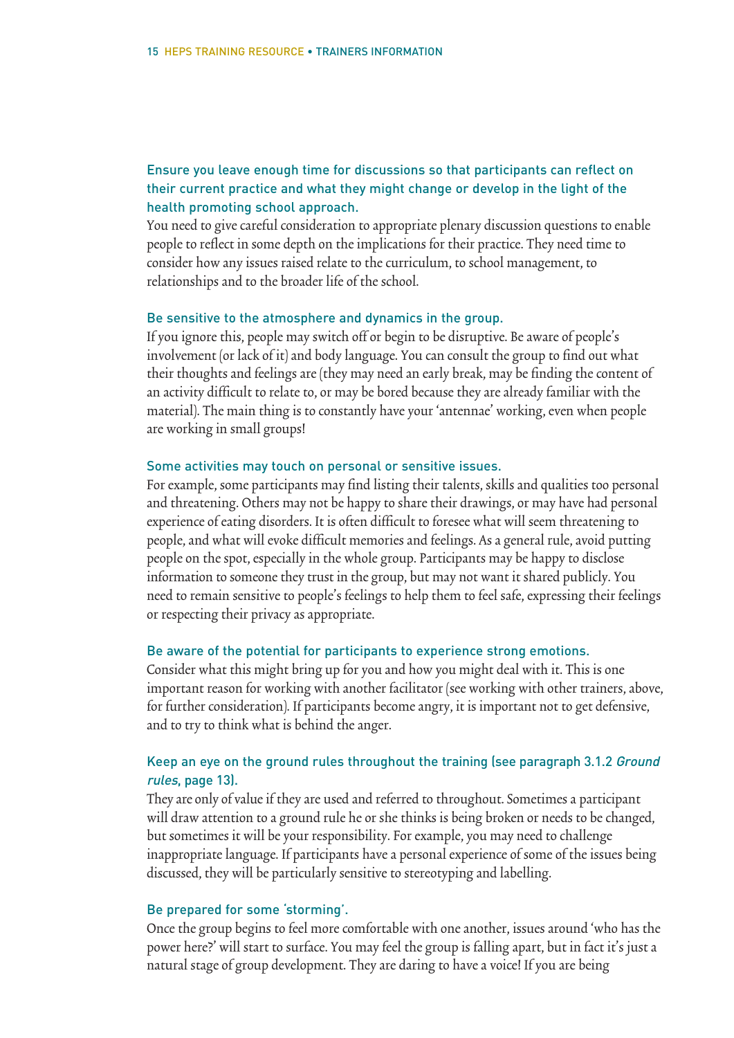### Ensure you leave enough time for discussions so that participants can reflect on their current practice and what they might change or develop in the light of the health promoting school approach.

You need to give careful consideration to appropriate plenary discussion questions to enable people to reflect in some depth on the implications for their practice. They need time to consider how any issues raised relate to the curriculum, to school management, to relationships and to the broader life of the school.

### Be sensitive to the atmosphere and dynamics in the group.

If you ignore this, people may switch off or begin to be disruptive. Be aware of people's involvement (or lack of it) and body language. You can consult the group to find out what their thoughts and feelings are (they may need an early break, may be finding the content of an activity difficult to relate to, or may be bored because they are already familiar with the material). The main thing is to constantly have your 'antennae' working, even when people are working in small groups!

### Some activities may touch on personal or sensitive issues.

For example, some participants may find listing their talents, skills and qualities too personal and threatening. Others may not be happy to share their drawings, or may have had personal experience of eating disorders. It is often difficult to foresee what will seem threatening to people, and what will evoke difficult memories and feelings. As a general rule, avoid putting people on the spot, especially in the whole group. Participants may be happy to disclose information to someone they trust in the group, but may not want it shared publicly. You need to remain sensitive to people's feelings to help them to feel safe, expressing their feelings or respecting their privacy as appropriate.

### Be aware of the potential for participants to experience strong emotions.

Consider what this might bring up for you and how you might deal with it. This is one important reason for working with another facilitator (see working with other trainers, above, for further consideration). If participants become angry, it is important not to get defensive, and to try to think what is behind the anger.

### Keep an eye on the ground rules throughout the training (see paragraph 3.1.2 *Ground rules*, page 13).

They are only of value if they are used and referred to throughout. Sometimes a participant will draw attention to a ground rule he or she thinks is being broken or needs to be changed, but sometimes it will be your responsibility. For example, you may need to challenge inappropriate language. If participants have a personal experience of some of the issues being discussed, they will be particularly sensitive to stereotyping and labelling.

### Be prepared for some 'storming'.

Once the group begins to feel more comfortable with one another, issues around 'who has the power here?' will start to surface. You may feel the group is falling apart, but in fact it's just a natural stage of group development. They are daring to have a voice! If you are being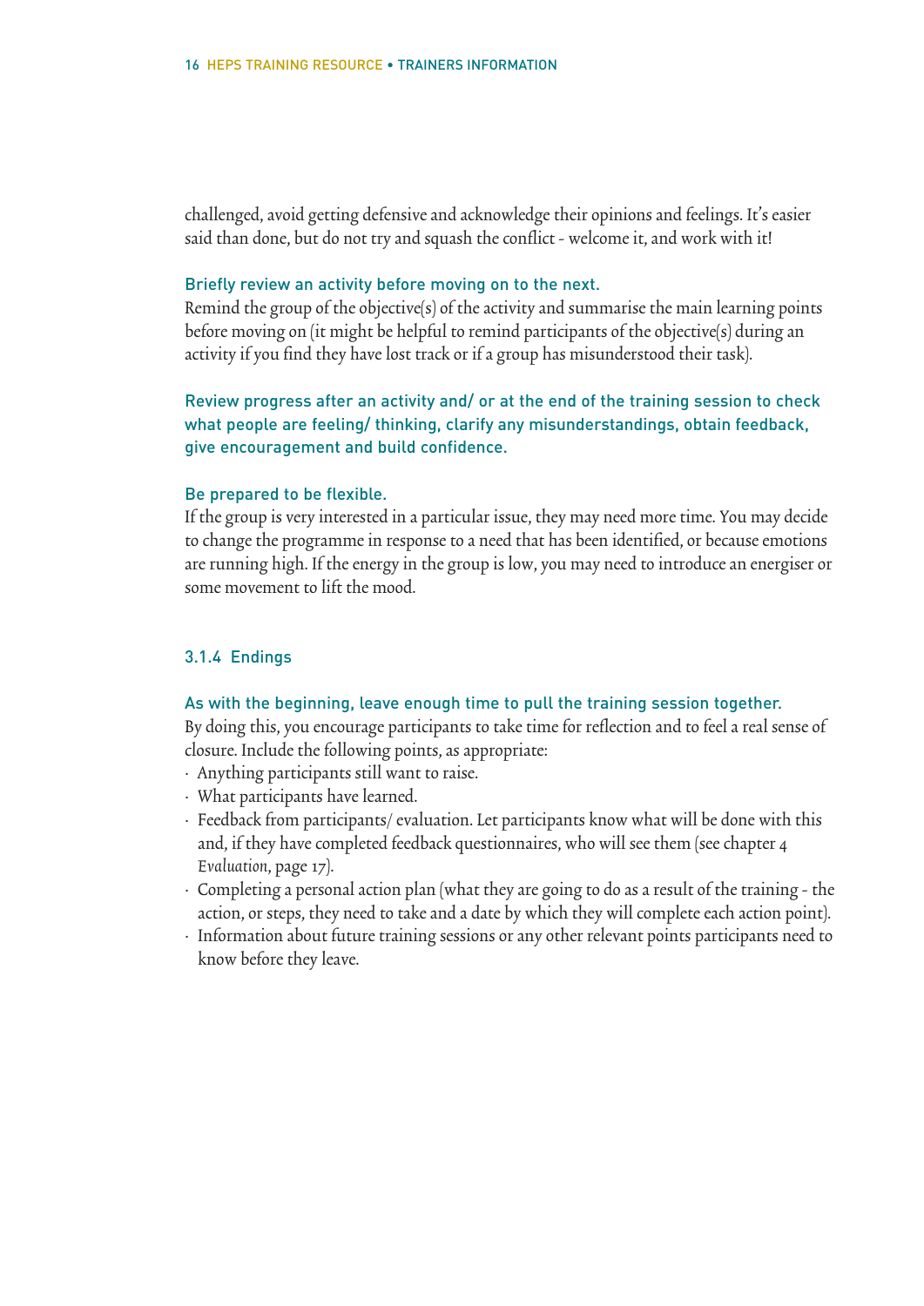challenged, avoid getting defensive and acknowledge their opinions and feelings. It's easier said than done, but do not try and squash the conflict - welcome it, and work with it!

**Briefly review an activity before moving on to the next.**

Remind the group of the objective(s) of the activity and summarise the main learning points before moving on (it might be helpful to remind participants of the objective(s) during an activity if you find they have lost track or if a group has misunderstood their task).

**Review progress after an activity and/ or at the end of the training session to check what people are feeling/ thinking, clarify any misunderstandings, obtain feedback, give encouragement and build confidence.**

**Be prepared to be flexible.**

If the group is very interested in a particular issue, they may need more time. You may decide to change the programme in response to a need that has been identified, or because emotions are running high. If the energy in the group is low, you may need to introduce an energiser or some movement to lift the mood.

### 3.1.4 Endings

**As with the beginning, leave enough time to pull the training session together.**

By doing this, you encourage participants to take time for reflection and to feel a real sense of closure. Include the following points, as appropriate:

- Anything participants still want to raise.
- What participants have learned.
- Feedback from participants/ evaluation. Let participants know what will be done with this and, if they have completed feedback questionnaires, who will see them (see chapter 4 *Evaluation*, page 17).
- Completing a personal action plan (what they are going to do as a result of the training - the action, or steps, they need to take and a date by which they will complete each action point).
- Information about future training sessions or any other relevant points participants need to know before they leave.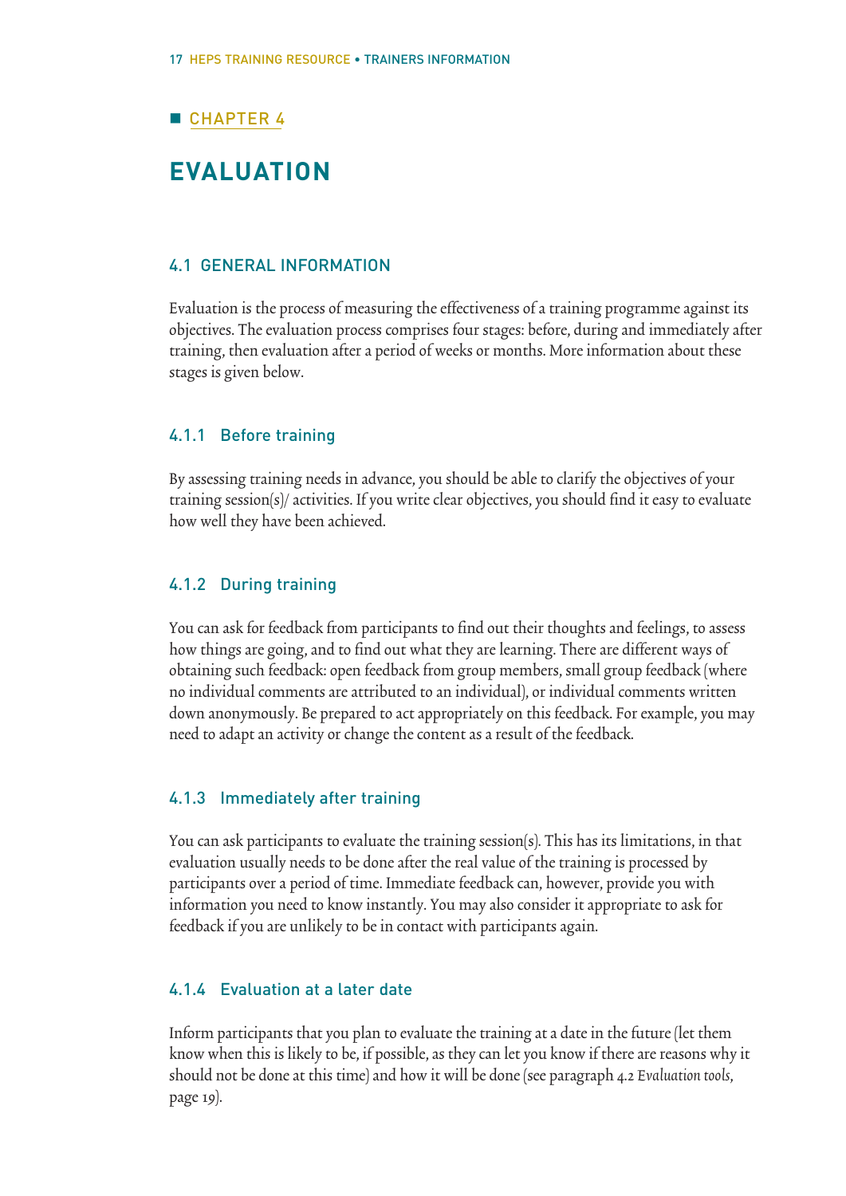## CHAPTER 4

# EVALUATION

### 4.1 GENERAL INFORMATION

Evaluation is the process of measuring the effectiveness of a training programme against its objectives. The evaluation process comprises four stages: before, during and immediately after training, then evaluation after a period of weeks or months. More information about these stages is given below.

#### 4.1.1 Before training

By assessing training needs in advance, you should be able to clarify the objectives of your training session(s)/ activities. If you write clear objectives, you should find it easy to evaluate how well they have been achieved.

#### 4.1.2 During training

You can ask for feedback from participants to find out their thoughts and feelings, to assess how things are going, and to find out what they are learning. There are different ways of obtaining such feedback: open feedback from group members, small group feedback (where no individual comments are attributed to an individual), or individual comments written down anonymously. Be prepared to act appropriately on this feedback. For example, you may need to adapt an activity or change the content as a result of the feedback.

#### 4.1.3 Immediately after training

You can ask participants to evaluate the training session(s). This has its limitations, in that evaluation usually needs to be done after the real value of the training is processed by participants over a period of time. Immediate feedback can, however, provide you with information you need to know instantly. You may also consider it appropriate to ask for feedback if you are unlikely to be in contact with participants again.

#### 4.1.4 Evaluation at a later date

Inform participants that you plan to evaluate the training at a date in the future (let them know when this is likely to be, if possible, as they can let you know if there are reasons why it should not be done at this time) and how it will be done (see paragraph 4.2 *Evaluation tools*, page 19).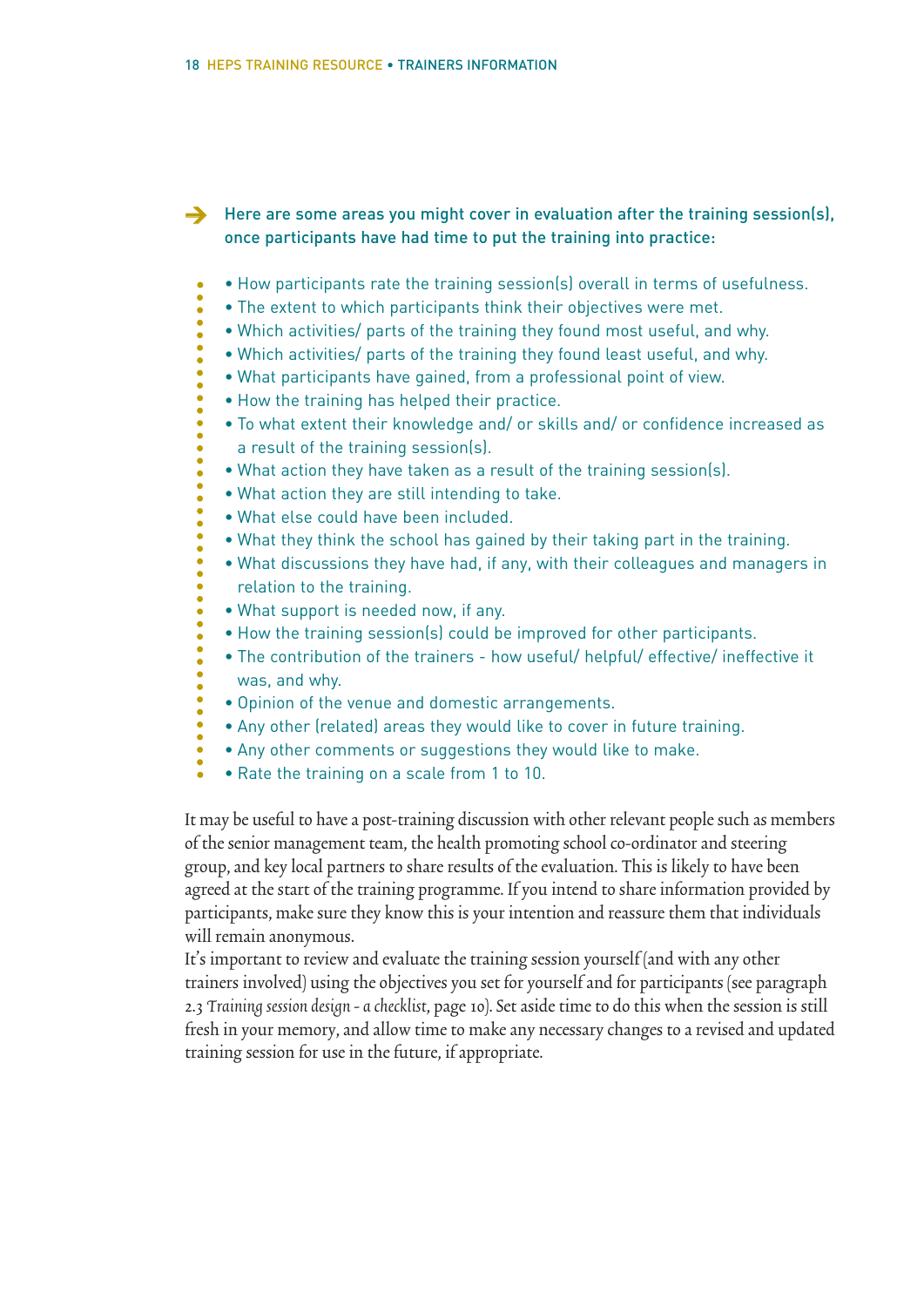Here are some areas you might cover in evaluation after the training session(s), once participants have had time to put the training into practice:

- How participants rate the training session(s) overall in terms of usefulness.
- The extent to which participants think their objectives were met.
- Which activities/ parts of the training they found most useful, and why.
- Which activities/ parts of the training they found least useful, and why.
- What participants have gained, from a professional point of view.
- How the training has helped their practice.
- To what extent their knowledge and/ or skills and/ or confidence increased as a result of the training session(s).
- What action they have taken as a result of the training session(s).
- What action they are still intending to take.
- What else could have been included.
- What they think the school has gained by their taking part in the training.
- What discussions they have had, if any, with their colleagues and managers in relation to the training.
- What support is needed now, if any.
- How the training session(s) could be improved for other participants.
- The contribution of the trainers - how useful/ helpful/ effective/ ineffective it was, and why.
- Opinion of the venue and domestic arrangements.
- Any other (related) areas they would like to cover in future training.
- Any other comments or suggestions they would like to make.
- Rate the training on a scale from 1 to 10.

It may be useful to have a post-training discussion with other relevant people such as members of the senior management team, the health promoting school co-ordinator and steering group, and key local partners to share results of the evaluation. This is likely to have been agreed at the start of the training programme. If you intend to share information provided by participants, make sure they know this is your intention and reassure them that individuals will remain anonymous.

It's important to review and evaluate the training session yourself (and with any other trainers involved) using the objectives you set for yourself and for participants (see paragraph 2.3 *Training session design - a checklist*, page 10). Set aside time to do this when the session is still fresh in your memory, and allow time to make any necessary changes to a revised and updated training session for use in the future, if appropriate.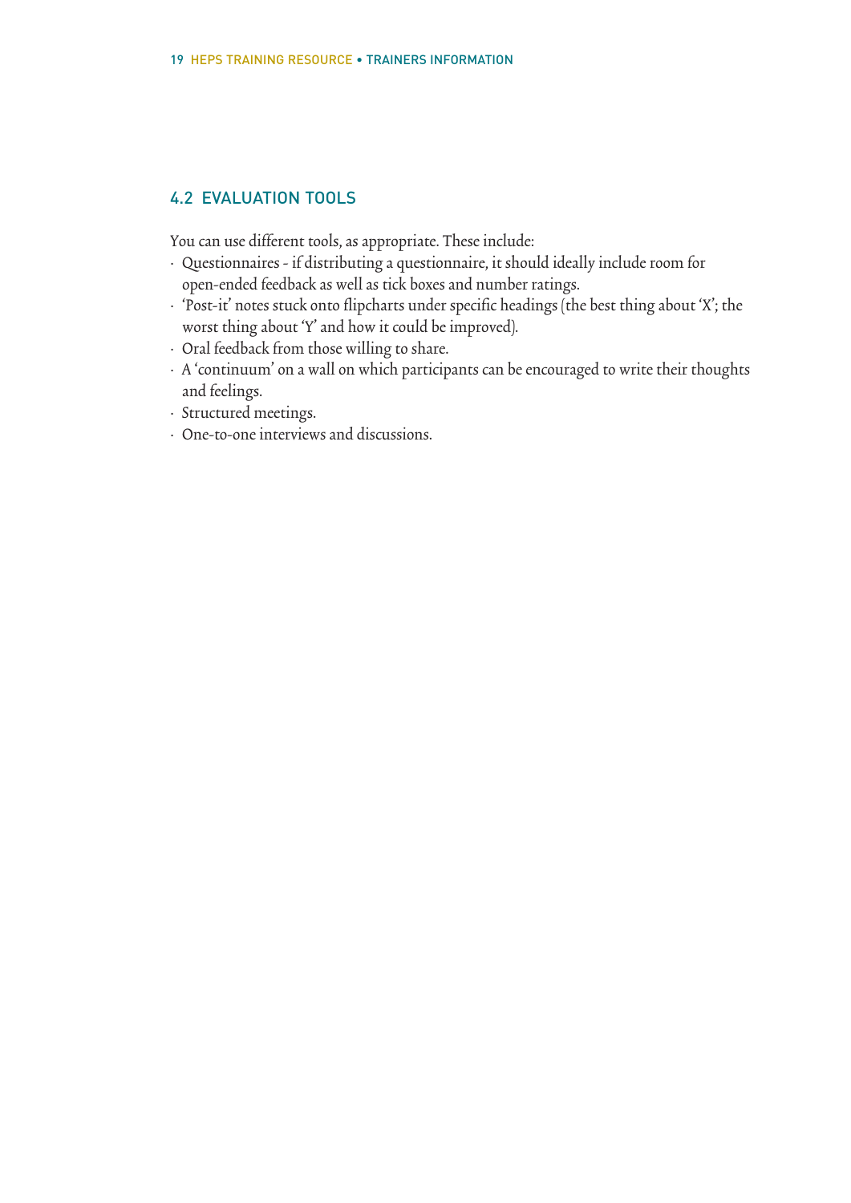## 4.2 EVALUATION TOOLS

You can use different tools, as appropriate. These include:

- Questionnaires - if distributing a questionnaire, it should ideally include room for open-ended feedback as well as tick boxes and number ratings.
- 'Post-it' notes stuck onto flipcharts under specific headings (the best thing about 'X'; the worst thing about 'Y' and how it could be improved).
- Oral feedback from those willing to share.
- A 'continuum' on a wall on which participants can be encouraged to write their thoughts and feelings.
- Structured meetings.
- One-to-one interviews and discussions.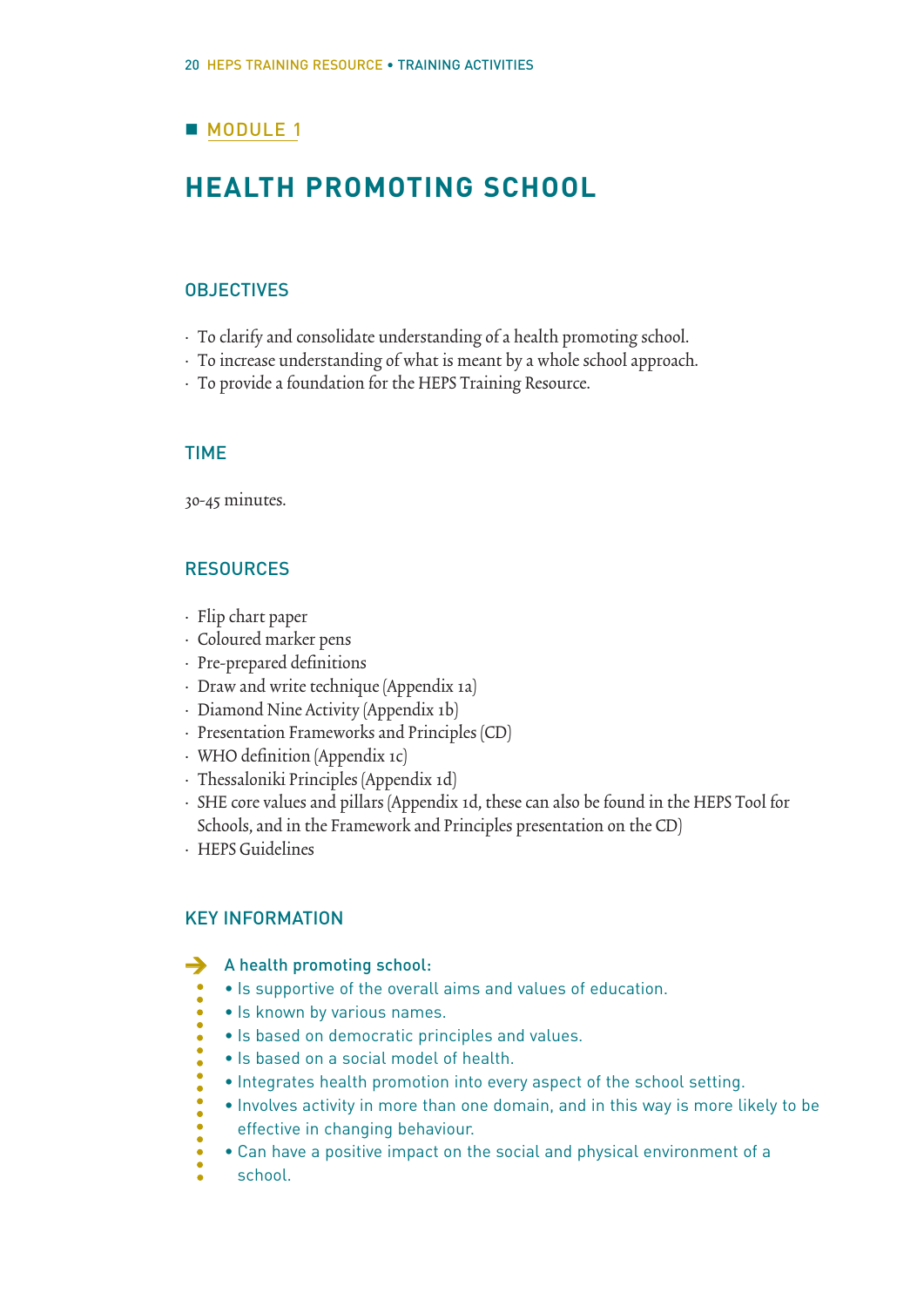## MODULE 1

# HEALTH PROMOTING SCHOOL

### OBJECTIVES

- To clarify and consolidate understanding of a health promoting school.
- To increase understanding of what is meant by a whole school approach.
- To provide a foundation for the HEPS Training Resource.

### TIME

30-45 minutes.

### RESOURCES

- Flip chart paper
- Coloured marker pens
- Pre-prepared definitions
- Draw and write technique (Appendix 1a)
- Diamond Nine Activity (Appendix 1b)
- Presentation Frameworks and Principles (CD)
- WHO definition (Appendix 1c)
- Thessaloniki Principles (Appendix 1d)
- SHE core values and pillars (Appendix 1d, these can also be found in the HEPS Tool for Schools, and in the Framework and Principles presentation on the CD)
- HEPS Guidelines

### KEY INFORMATION

**A health promoting school:**

- Is supportive of the overall aims and values of education.
- Is known by various names.
- Is based on democratic principles and values.
- Is based on a social model of health.
- Integrates health promotion into every aspect of the school setting.
- Involves activity in more than one domain, and in this way is more likely to be effective in changing behaviour.
- Can have a positive impact on the social and physical environment of a school.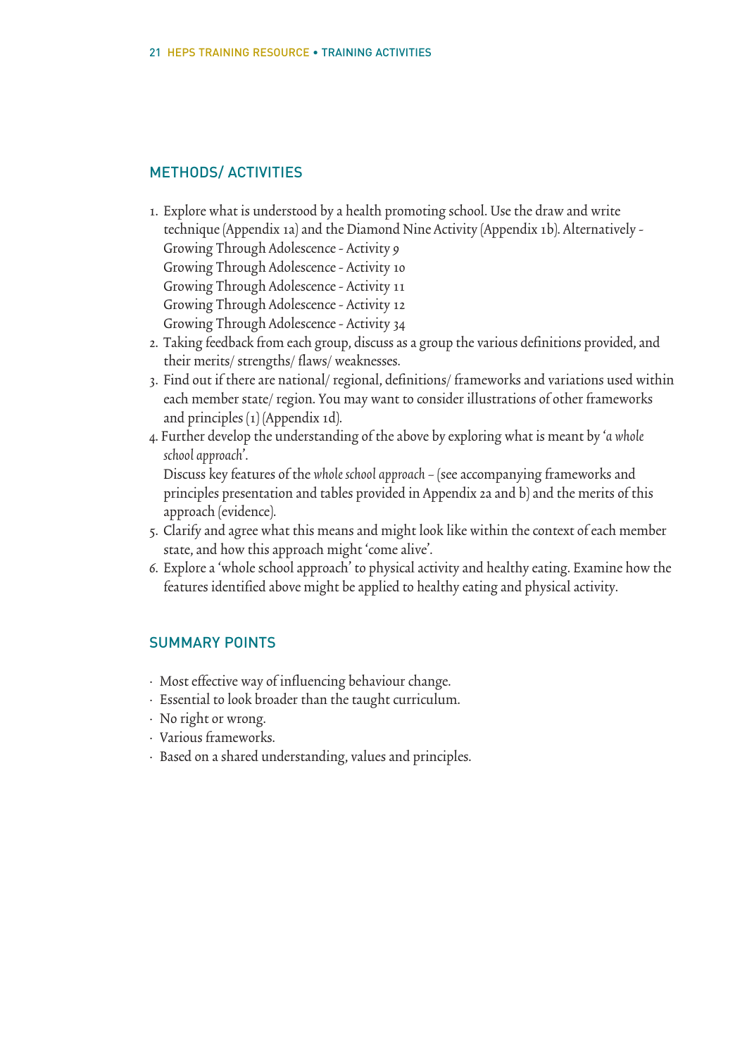## METHODS/ ACTIVITIES

1. Explore what is understood by a health promoting school. Use the draw and write technique (Appendix 1a) and the Diamond Nine Activity (Appendix 1b). Alternatively - 
   Growing Through Adolescence - Activity 9
   Growing Through Adolescence - Activity 10
   Growing Through Adolescence - Activity 11
   Growing Through Adolescence - Activity 12
   Growing Through Adolescence - Activity 34
2. Taking feedback from each group, discuss as a group the various definitions provided, and their merits/ strengths/ flaws/ weaknesses.
3. Find out if there are national/ regional, definitions/ frameworks and variations used within each member state/ region. You may want to consider illustrations of other frameworks and principles (1) (Appendix 1d).
4. Further develop the understanding of the above by exploring what is meant by '*a whole school approach*'.
   Discuss key features of the *whole school approach* – (see accompanying frameworks and principles presentation and tables provided in Appendix 2a and b) and the merits of this approach (evidence).
5. Clarify and agree what this means and might look like within the context of each member state, and how this approach might 'come alive'.
6. Explore a 'whole school approach' to physical activity and healthy eating. Examine how the features identified above might be applied to healthy eating and physical activity.

## SUMMARY POINTS

- Most effective way of influencing behaviour change.
- Essential to look broader than the taught curriculum.
- No right or wrong.
- Various frameworks.
- Based on a shared understanding, values and principles.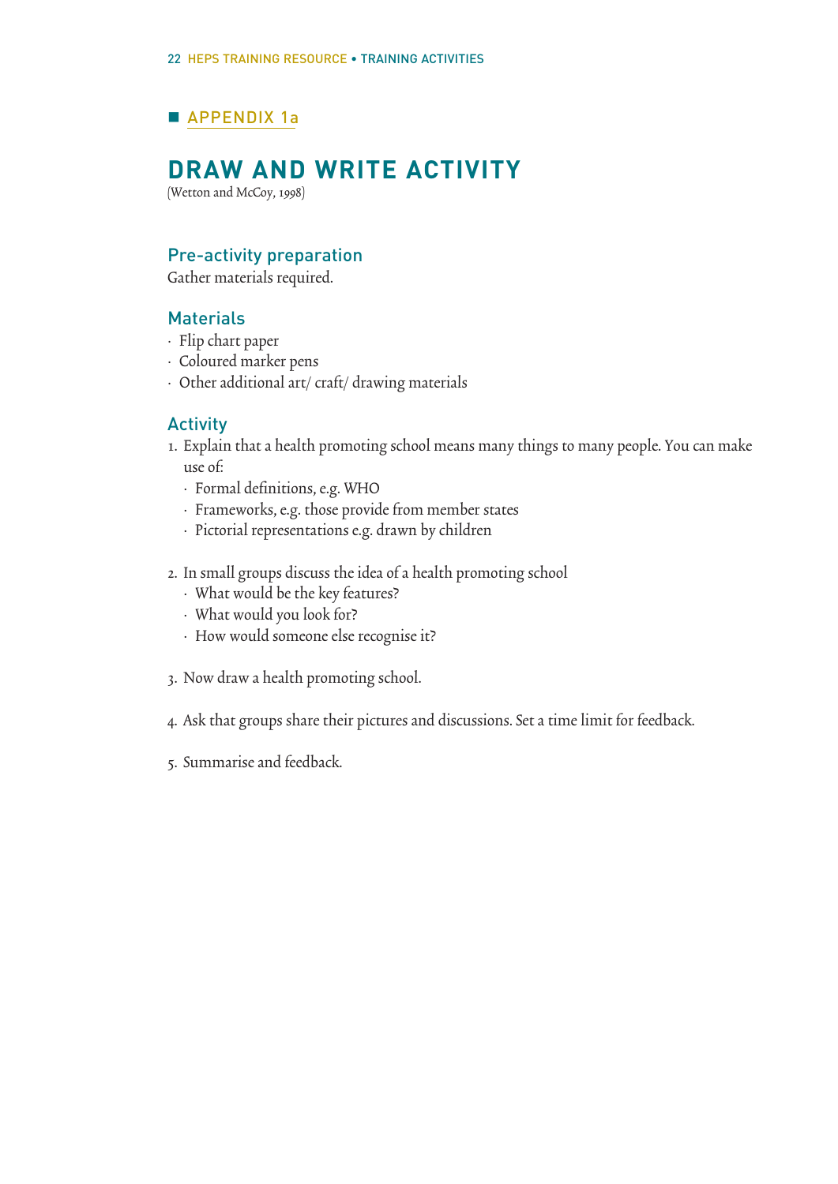## APPENDIX 1a

# DRAW AND WRITE ACTIVITY

(Wetton and McCoy, 1998)

### Pre-activity preparation

Gather materials required.

### Materials

- Flip chart paper
- Coloured marker pens
- Other additional art/ craft/ drawing materials

### Activity

1. Explain that a health promoting school means many things to many people. You can make use of:
   - Formal definitions, e.g. WHO
   - Frameworks, e.g. those provide from member states
   - Pictorial representations e.g. drawn by children

2. In small groups discuss the idea of a health promoting school
   - What would be the key features?
   - What would you look for?
   - How would someone else recognise it?

3. Now draw a health promoting school.

4. Ask that groups share their pictures and discussions. Set a time limit for feedback.

5. Summarise and feedback.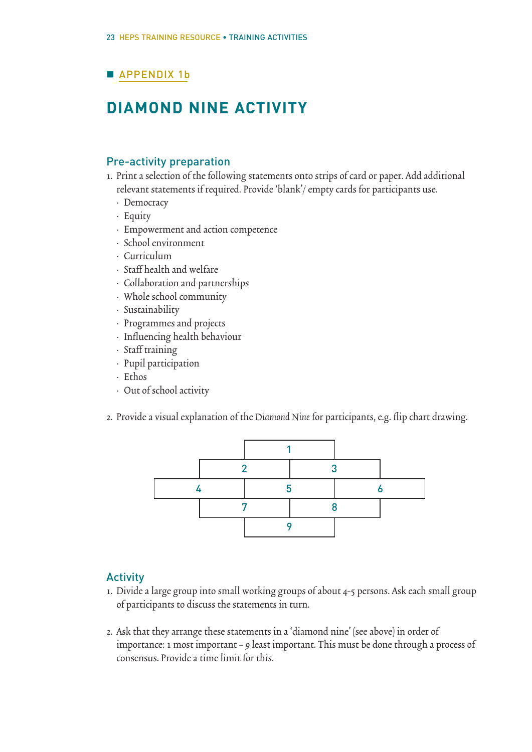## APPENDIX 1b

# DIAMOND NINE ACTIVITY

### Pre-activity preparation

1. Print a selection of the following statements onto strips of card or paper. Add additional relevant statements if required. Provide 'blank'/ empty cards for participants use.
   - Democracy
   - Equity
   - Empowerment and action competence
   - School environment
   - Curriculum
   - Staff health and welfare
   - Collaboration and partnerships
   - Whole school community
   - Sustainability
   - Programmes and projects
   - Influencing health behaviour
   - Staff training
   - Pupil participation
   - Ethos
   - Out of school activity

2. Provide a visual explanation of the *Diamond Nine* for participants, e.g. flip chart drawing.

```
            [   1   ]
        [   2   ][   3   ]
    [   4   ][   5   ][   6   ]
        [   7   ][   8   ]
            [   9   ]
```

### Activity

1. Divide a large group into small working groups of about 4-5 persons. Ask each small group of participants to discuss the statements in turn.

2. Ask that they arrange these statements in a 'diamond nine' (see above) in order of importance: 1 most important – 9 least important. This must be done through a process of consensus. Provide a time limit for this.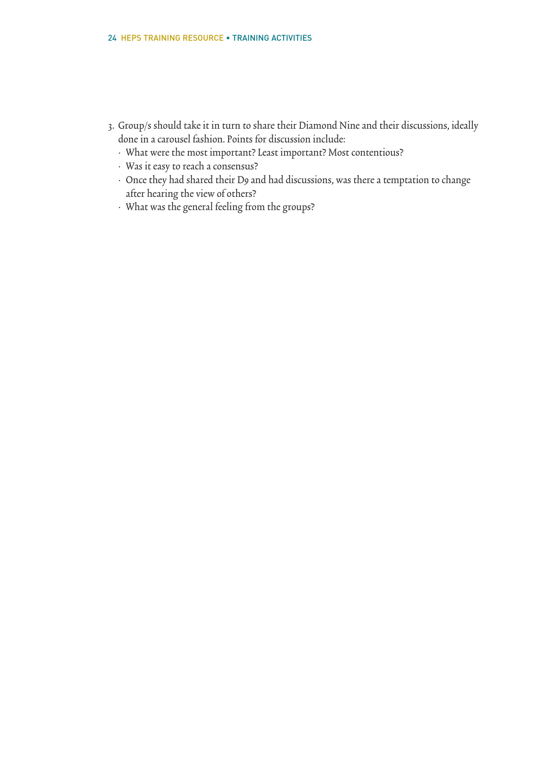3. Group/s should take it in turn to share their Diamond Nine and their discussions, ideally done in a carousel fashion. Points for discussion include:
   - What were the most important? Least important? Most contentious?
   - Was it easy to reach a consensus?
   - Once they had shared their D9 and had discussions, was there a temptation to change after hearing the view of others?
   - What was the general feeling from the groups?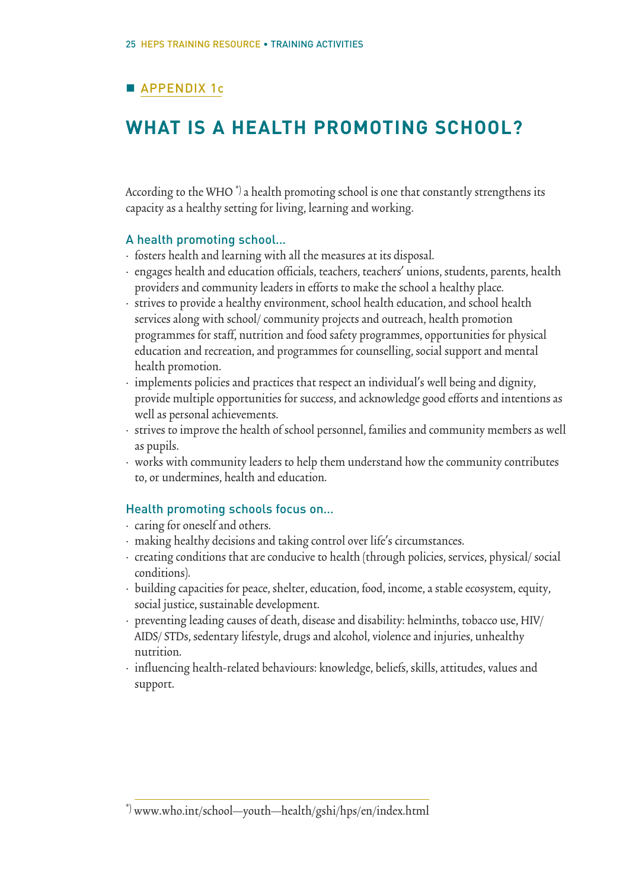## APPENDIX 1c

# WHAT IS A HEALTH PROMOTING SCHOOL?

According to the WHO [*] a health promoting school is one that constantly strengthens its capacity as a healthy setting for living, learning and working.

### A health promoting school...

- fosters health and learning with all the measures at its disposal.
- engages health and education officials, teachers, teachers' unions, students, parents, health providers and community leaders in efforts to make the school a healthy place.
- strives to provide a healthy environment, school health education, and school health services along with school/ community projects and outreach, health promotion programmes for staff, nutrition and food safety programmes, opportunities for physical education and recreation, and programmes for counselling, social support and mental health promotion.
- implements policies and practices that respect an individual's well being and dignity, provide multiple opportunities for success, and acknowledge good efforts and intentions as well as personal achievements.
- strives to improve the health of school personnel, families and community members as well as pupils.
- works with community leaders to help them understand how the community contributes to, or undermines, health and education.

### Health promoting schools focus on...

- caring for oneself and others.
- making healthy decisions and taking control over life's circumstances.
- creating conditions that are conducive to health (through policies, services, physical/ social conditions).
- building capacities for peace, shelter, education, food, income, a stable ecosystem, equity, social justice, sustainable development.
- preventing leading causes of death, disease and disability: helminths, tobacco use, HIV/ AIDS/ STDs, sedentary lifestyle, drugs and alcohol, violence and injuries, unhealthy nutrition.
- influencing health-related behaviours: knowledge, beliefs, skills, attitudes, values and support.

---

[*] www.who.int/school—youth—health/gshi/hps/en/index.html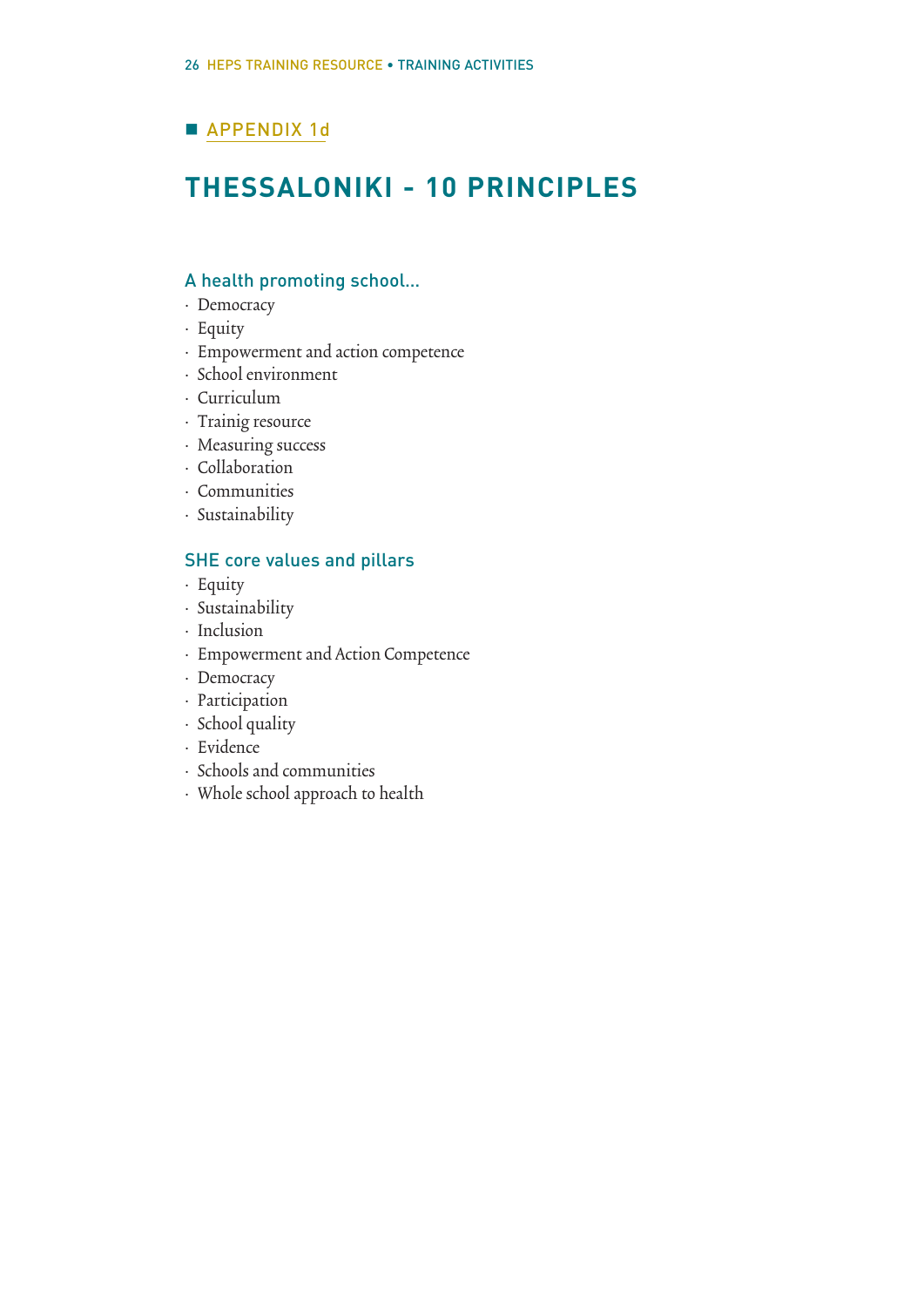## APPENDIX 1d

# THESSALONIKI - 10 PRINCIPLES

### A health promoting school...

- Democracy
- Equity
- Empowerment and action competence
- School environment
- Curriculum
- Trainig resource
- Measuring success
- Collaboration
- Communities
- Sustainability

### SHE core values and pillars

- Equity
- Sustainability
- Inclusion
- Empowerment and Action Competence
- Democracy
- Participation
- School quality
- Evidence
- Schools and communities
- Whole school approach to health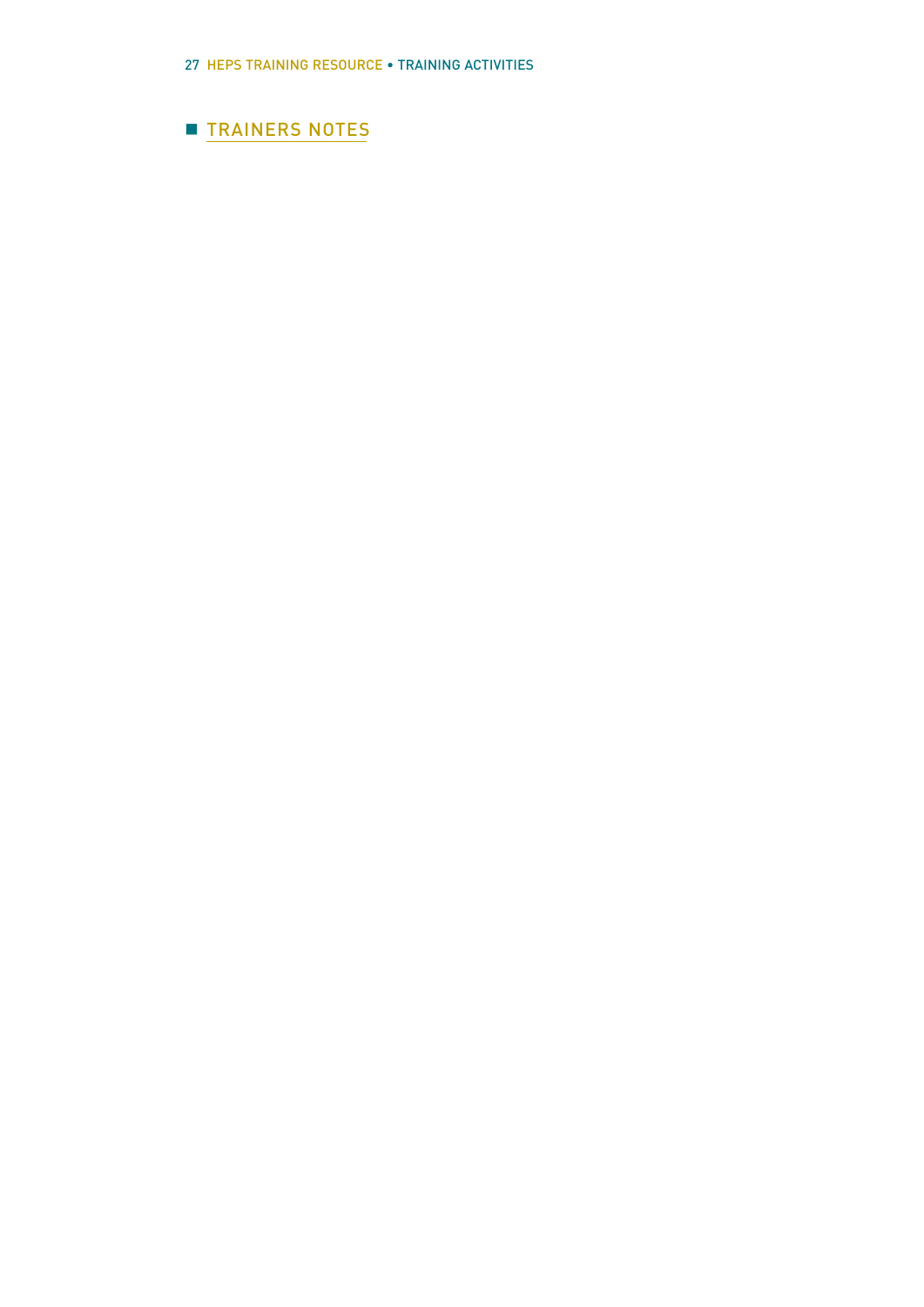## TRAINERS NOTES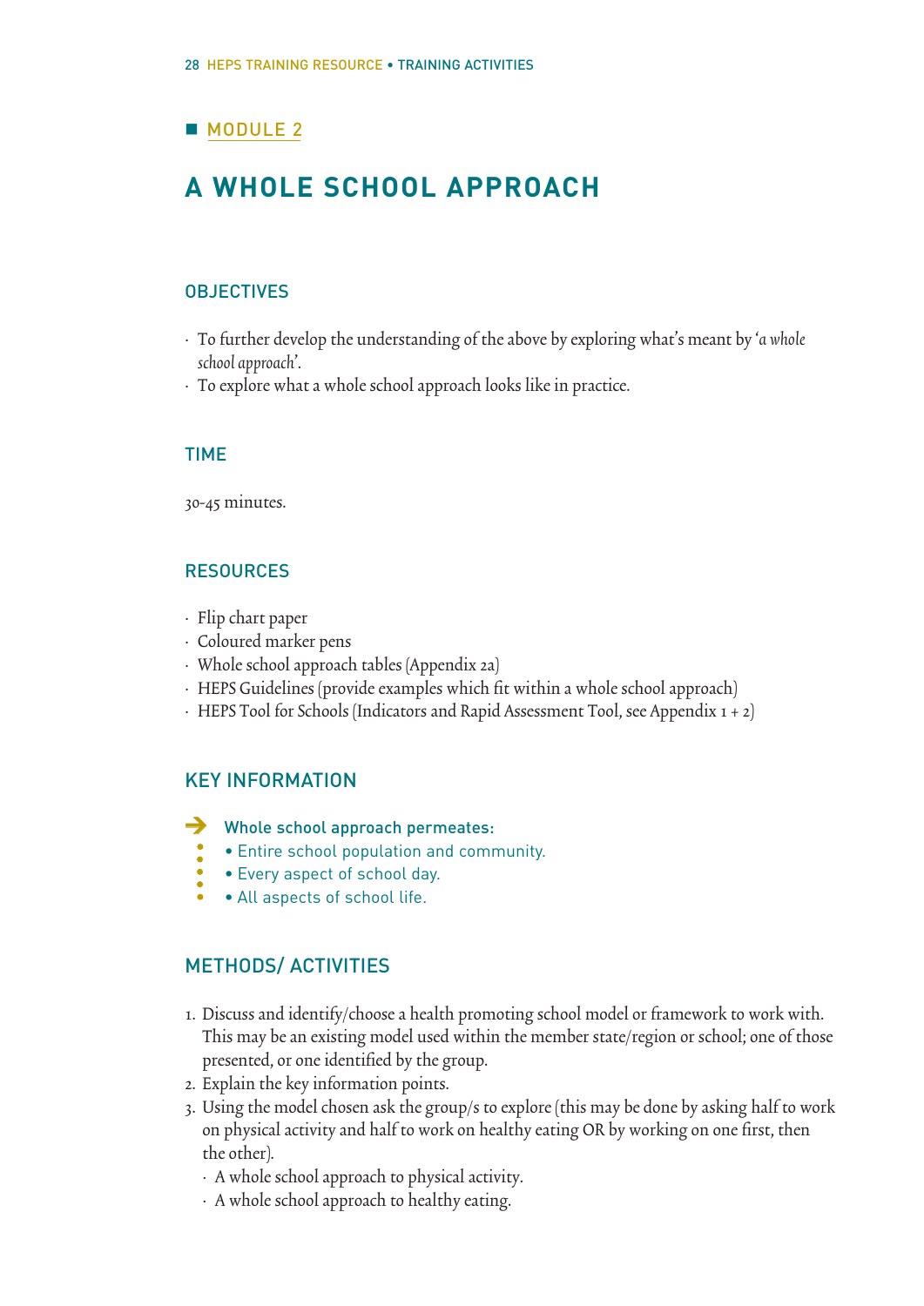## MODULE 2

# A WHOLE SCHOOL APPROACH

### OBJECTIVES

- To further develop the understanding of the above by exploring what's meant by '*a whole school approach*'.
- To explore what a whole school approach looks like in practice.

### TIME

30-45 minutes.

### RESOURCES

- Flip chart paper
- Coloured marker pens
- Whole school approach tables (Appendix 2a)
- HEPS Guidelines (provide examples which fit within a whole school approach)
- HEPS Tool for Schools (Indicators and Rapid Assessment Tool, see Appendix 1 + 2)

### KEY INFORMATION

Whole school approach permeates:
- Entire school population and community.
- Every aspect of school day.
- All aspects of school life.

### METHODS/ ACTIVITIES

1. Discuss and identify/choose a health promoting school model or framework to work with. This may be an existing model used within the member state/region or school; one of those presented, or one identified by the group.
2. Explain the key information points.
3. Using the model chosen ask the group/s to explore (this may be done by asking half to work on physical activity and half to work on healthy eating OR by working on one first, then the other).
   - A whole school approach to physical activity.
   - A whole school approach to healthy eating.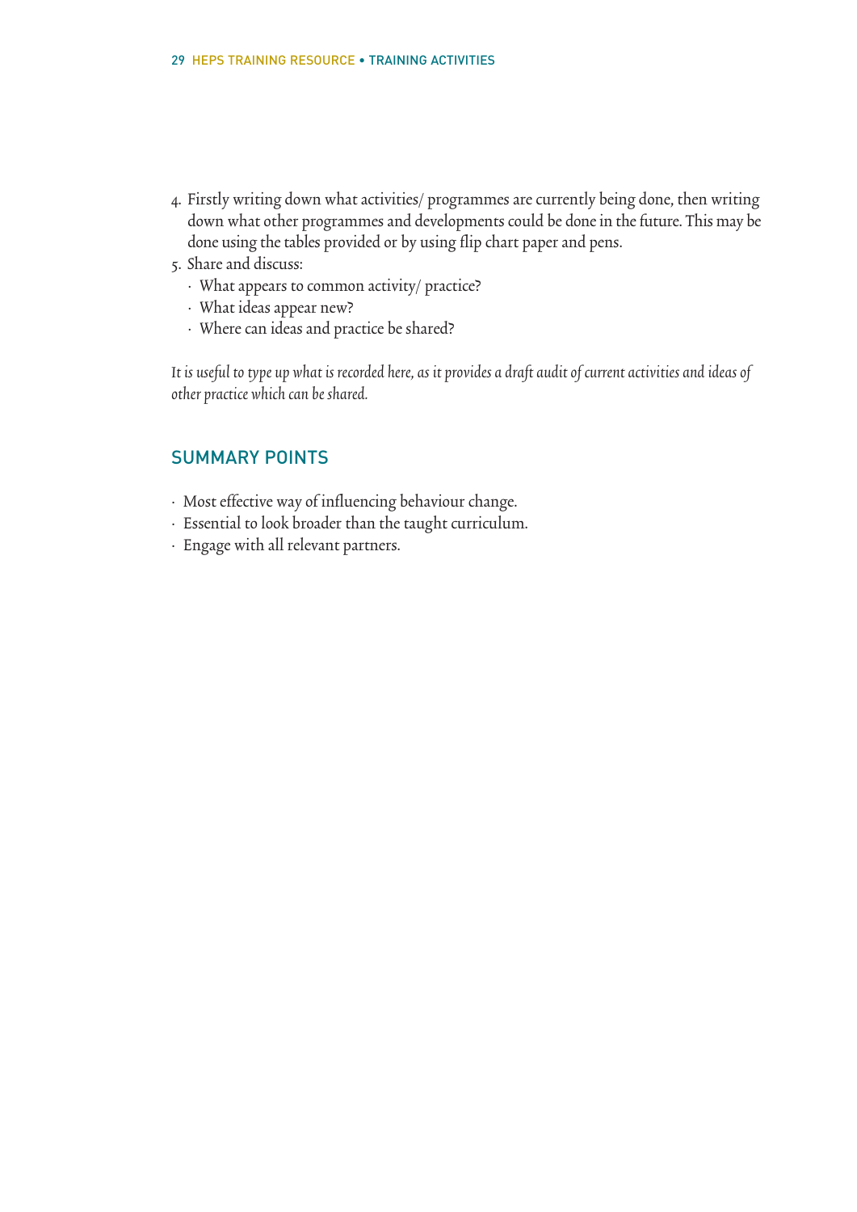4. Firstly writing down what activities/ programmes are currently being done, then writing down what other programmes and developments could be done in the future. This may be done using the tables provided or by using flip chart paper and pens.
5. Share and discuss:
   - What appears to common activity/ practice?
   - What ideas appear new?
   - Where can ideas and practice be shared?

*It is useful to type up what is recorded here, as it provides a draft audit of current activities and ideas of other practice which can be shared.*

## SUMMARY POINTS

- Most effective way of influencing behaviour change.
- Essential to look broader than the taught curriculum.
- Engage with all relevant partners.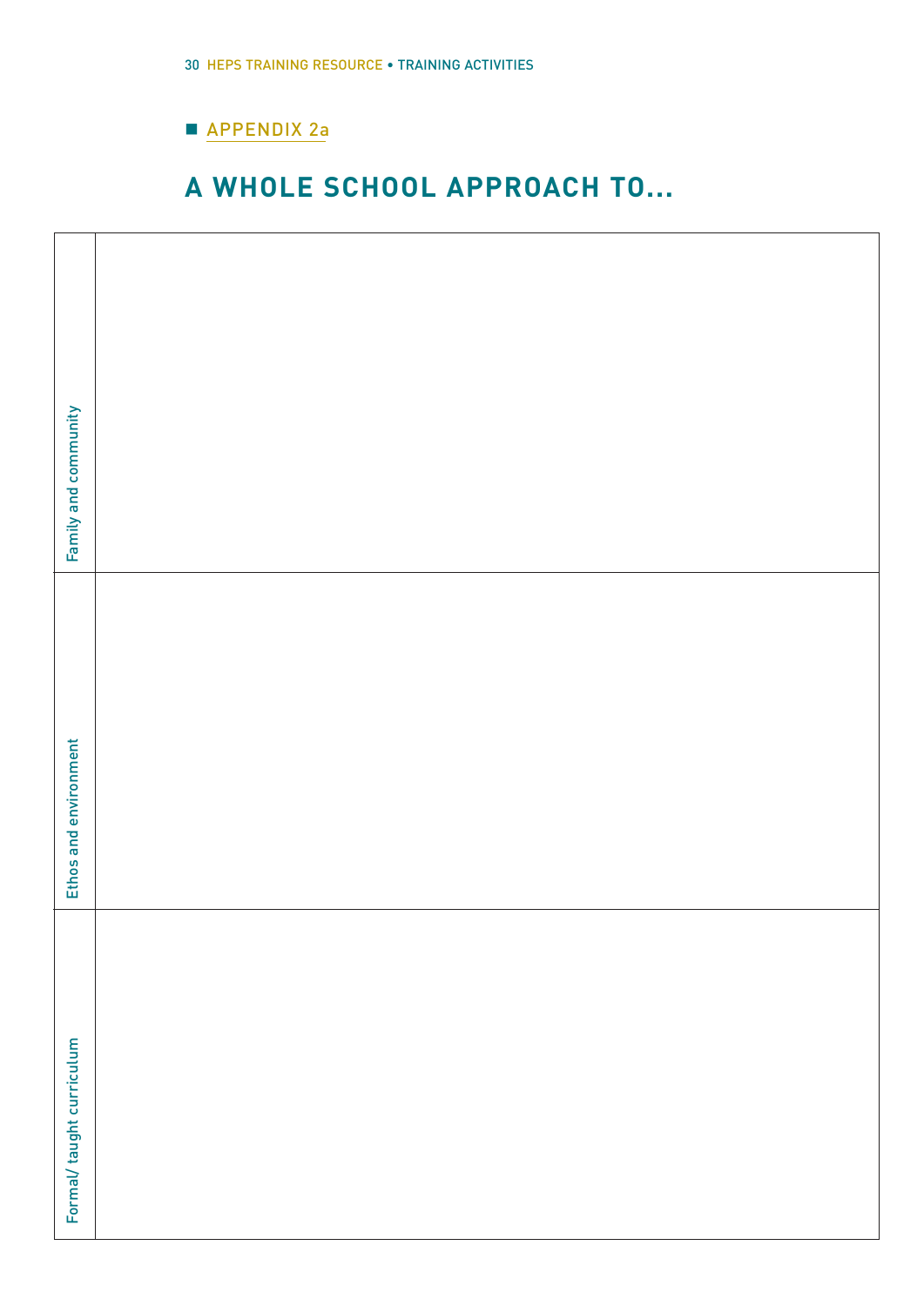## APPENDIX 2a

# A WHOLE SCHOOL APPROACH TO...

| | |
|---|---|
| Family and community | |
| Ethos and environment | |
| Formal/ taught curriculum | |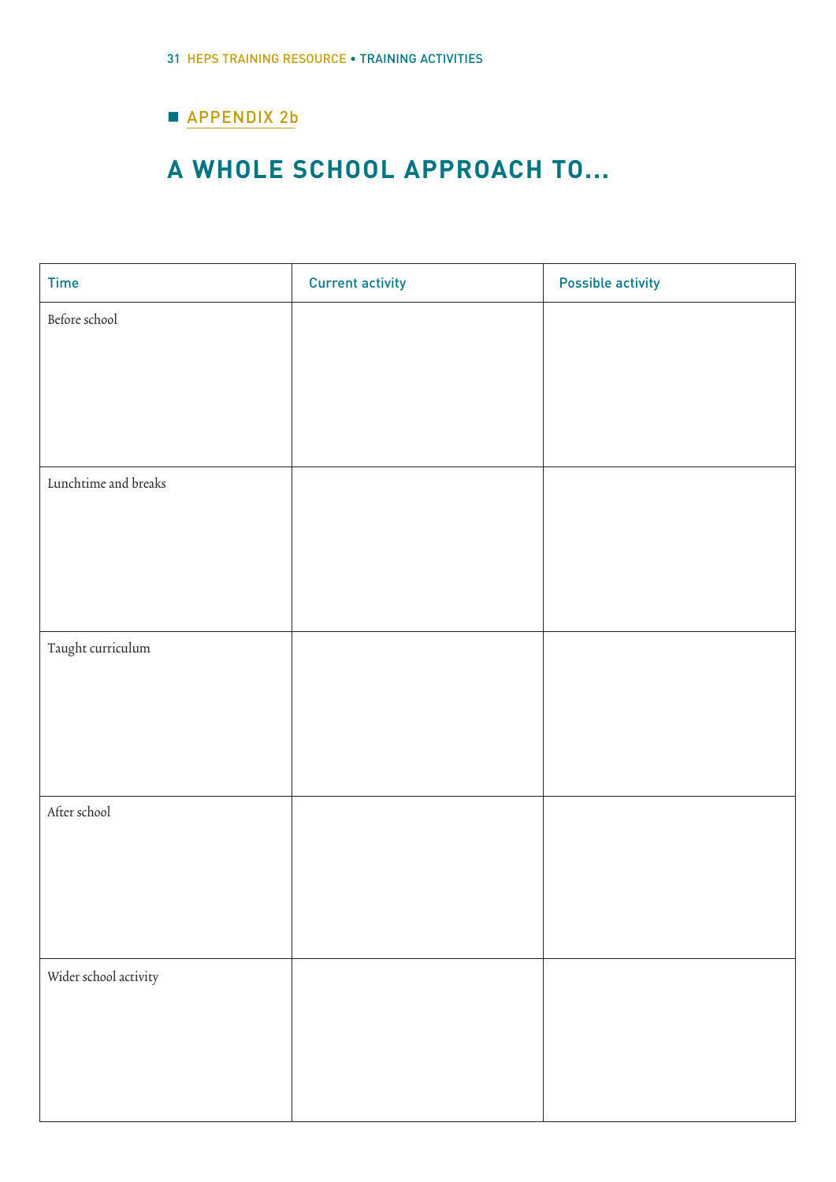## APPENDIX 2b

# A WHOLE SCHOOL APPROACH TO...

| Time | Current activity | Possible activity |
| --- | --- | --- |
| Before school | | |
| Lunchtime and breaks | | |
| Taught curriculum | | |
| After school | | |
| Wider school activity | | |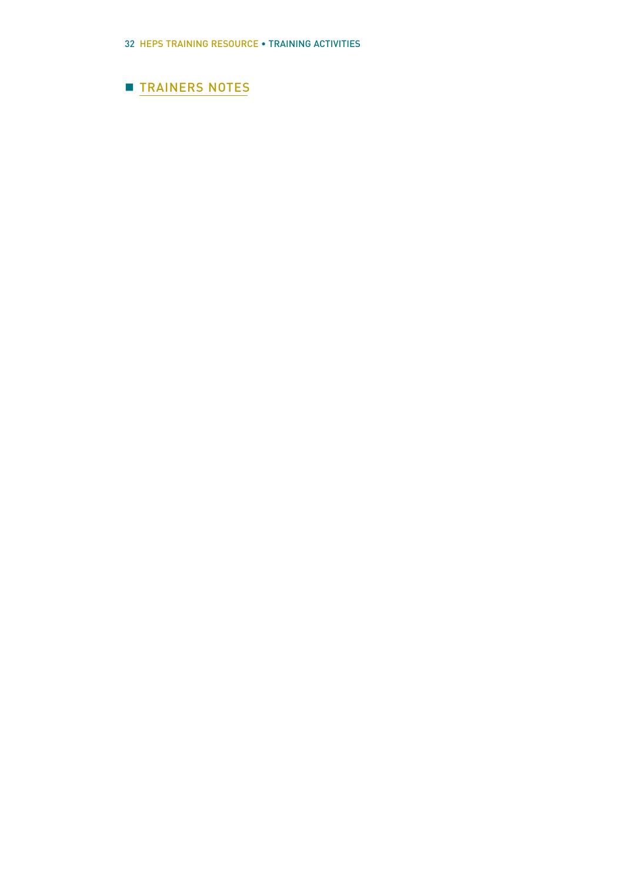## TRAINERS NOTES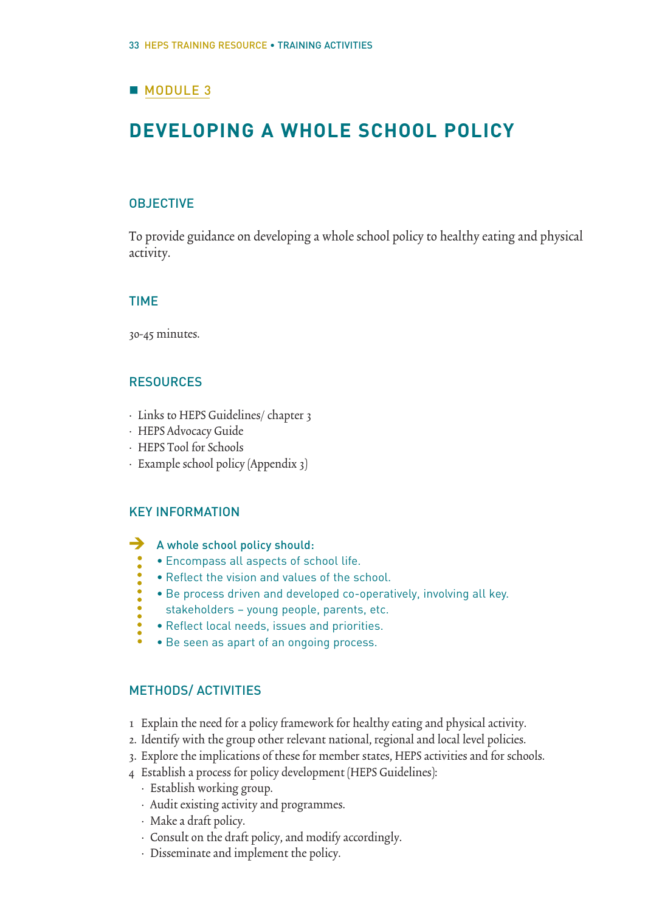■ MODULE 3

# DEVELOPING A WHOLE SCHOOL POLICY

## OBJECTIVE

To provide guidance on developing a whole school policy to healthy eating and physical activity.

## TIME

30-45 minutes.

## RESOURCES

- Links to HEPS Guidelines/ chapter 3
- HEPS Advocacy Guide
- HEPS Tool for Schools
- Example school policy (Appendix 3)

## KEY INFORMATION

A whole school policy should:

- Encompass all aspects of school life.
- Reflect the vision and values of the school.
- Be process driven and developed co-operatively, involving all key. stakeholders – young people, parents, etc.
- Reflect local needs, issues and priorities.
- Be seen as apart of an ongoing process.

## METHODS/ ACTIVITIES

1 Explain the need for a policy framework for healthy eating and physical activity.
2. Identify with the group other relevant national, regional and local level policies.
3. Explore the implications of these for member states, HEPS activities and for schools.
4 Establish a process for policy development (HEPS Guidelines):
   - Establish working group.
   - Audit existing activity and programmes.
   - Make a draft policy.
   - Consult on the draft policy, and modify accordingly.
   - Disseminate and implement the policy.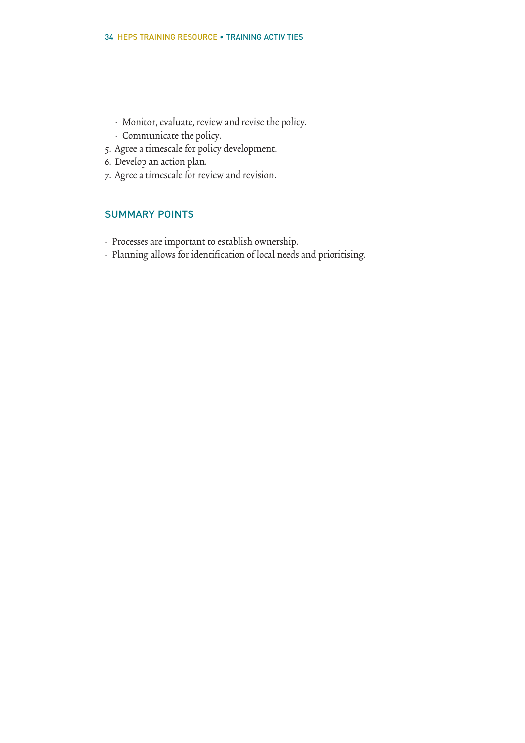- Monitor, evaluate, review and revise the policy.
- Communicate the policy.

5. Agree a timescale for policy development.
6. Develop an action plan.
7. Agree a timescale for review and revision.

## SUMMARY POINTS

- Processes are important to establish ownership.
- Planning allows for identification of local needs and prioritising.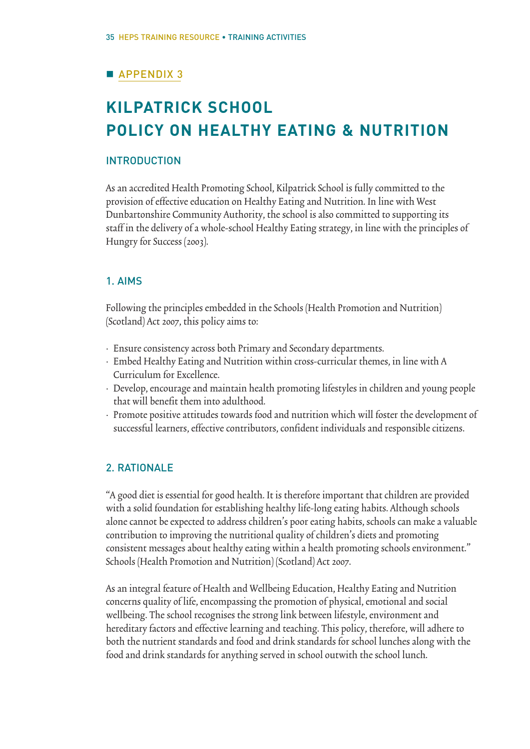## APPENDIX 3

# KILPATRICK SCHOOL POLICY ON HEALTHY EATING & NUTRITION

### INTRODUCTION

As an accredited Health Promoting School, Kilpatrick School is fully committed to the provision of effective education on Healthy Eating and Nutrition. In line with West Dunbartonshire Community Authority, the school is also committed to supporting its staff in the delivery of a whole-school Healthy Eating strategy, in line with the principles of Hungry for Success (2003).

### 1. AIMS

Following the principles embedded in the Schools (Health Promotion and Nutrition) (Scotland) Act 2007, this policy aims to:

- Ensure consistency across both Primary and Secondary departments.
- Embed Healthy Eating and Nutrition within cross-curricular themes, in line with A Curriculum for Excellence.
- Develop, encourage and maintain health promoting lifestyles in children and young people that will benefit them into adulthood.
- Promote positive attitudes towards food and nutrition which will foster the development of successful learners, effective contributors, confident individuals and responsible citizens.

### 2. RATIONALE

"A good diet is essential for good health. It is therefore important that children are provided with a solid foundation for establishing healthy life-long eating habits. Although schools alone cannot be expected to address children's poor eating habits, schools can make a valuable contribution to improving the nutritional quality of children's diets and promoting consistent messages about healthy eating within a health promoting schools environment." Schools (Health Promotion and Nutrition) (Scotland) Act 2007.

As an integral feature of Health and Wellbeing Education, Healthy Eating and Nutrition concerns quality of life, encompassing the promotion of physical, emotional and social wellbeing. The school recognises the strong link between lifestyle, environment and hereditary factors and effective learning and teaching. This policy, therefore, will adhere to both the nutrient standards and food and drink standards for school lunches along with the food and drink standards for anything served in school outwith the school lunch.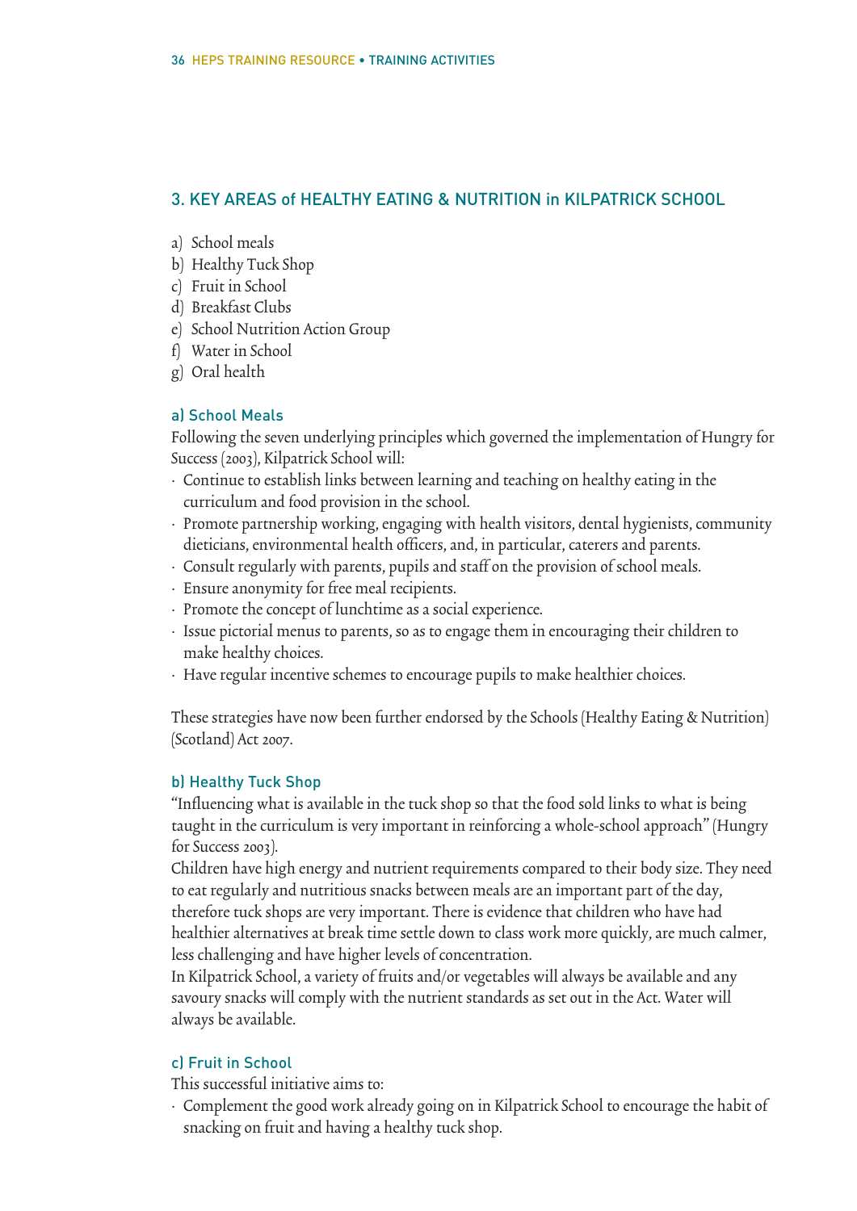## 3. KEY AREAS of HEALTHY EATING & NUTRITION in KILPATRICK SCHOOL

a) School meals
b) Healthy Tuck Shop
c) Fruit in School
d) Breakfast Clubs
e) School Nutrition Action Group
f) Water in School
g) Oral health

### a) School Meals

Following the seven underlying principles which governed the implementation of Hungry for Success (2003), Kilpatrick School will:

- Continue to establish links between learning and teaching on healthy eating in the curriculum and food provision in the school.
- Promote partnership working, engaging with health visitors, dental hygienists, community dieticians, environmental health officers, and, in particular, caterers and parents.
- Consult regularly with parents, pupils and staff on the provision of school meals.
- Ensure anonymity for free meal recipients.
- Promote the concept of lunchtime as a social experience.
- Issue pictorial menus to parents, so as to engage them in encouraging their children to make healthy choices.
- Have regular incentive schemes to encourage pupils to make healthier choices.

These strategies have now been further endorsed by the Schools (Healthy Eating & Nutrition) (Scotland) Act 2007.

### b) Healthy Tuck Shop

"Influencing what is available in the tuck shop so that the food sold links to what is being taught in the curriculum is very important in reinforcing a whole-school approach" (Hungry for Success 2003).

Children have high energy and nutrient requirements compared to their body size. They need to eat regularly and nutritious snacks between meals are an important part of the day, therefore tuck shops are very important. There is evidence that children who have had healthier alternatives at break time settle down to class work more quickly, are much calmer, less challenging and have higher levels of concentration.

In Kilpatrick School, a variety of fruits and/or vegetables will always be available and any savoury snacks will comply with the nutrient standards as set out in the Act. Water will always be available.

### c) Fruit in School

This successful initiative aims to:

- Complement the good work already going on in Kilpatrick School to encourage the habit of snacking on fruit and having a healthy tuck shop.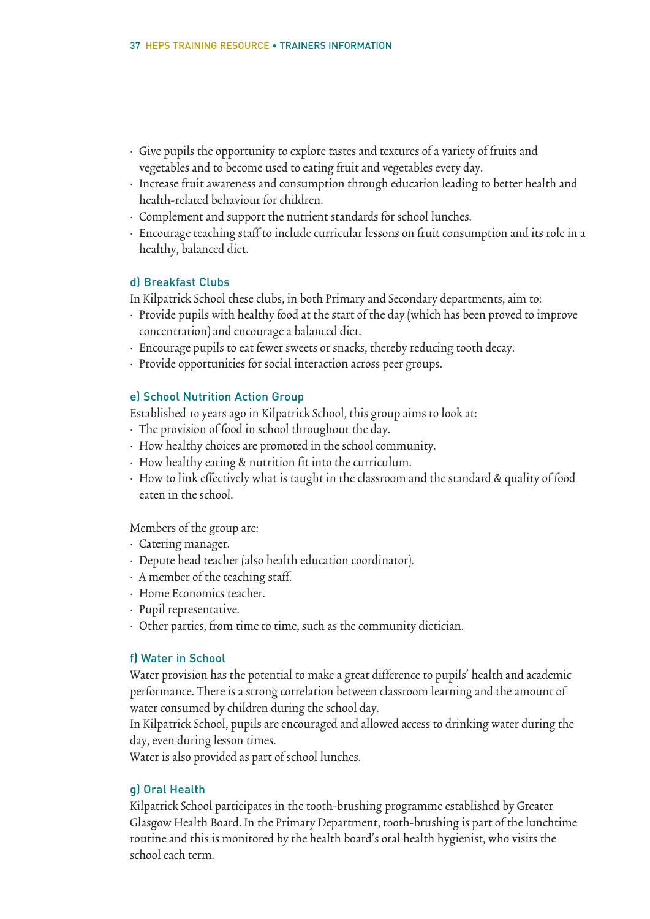- Give pupils the opportunity to explore tastes and textures of a variety of fruits and vegetables and to become used to eating fruit and vegetables every day.
- Increase fruit awareness and consumption through education leading to better health and health-related behaviour for children.
- Complement and support the nutrient standards for school lunches.
- Encourage teaching staff to include curricular lessons on fruit consumption and its role in a healthy, balanced diet.

### d) Breakfast Clubs

In Kilpatrick School these clubs, in both Primary and Secondary departments, aim to:

- Provide pupils with healthy food at the start of the day (which has been proved to improve concentration) and encourage a balanced diet.
- Encourage pupils to eat fewer sweets or snacks, thereby reducing tooth decay.
- Provide opportunities for social interaction across peer groups.

### e) School Nutrition Action Group

Established 10 years ago in Kilpatrick School, this group aims to look at:

- The provision of food in school throughout the day.
- How healthy choices are promoted in the school community.
- How healthy eating & nutrition fit into the curriculum.
- How to link effectively what is taught in the classroom and the standard & quality of food eaten in the school.

Members of the group are:

- Catering manager.
- Depute head teacher (also health education coordinator).
- A member of the teaching staff.
- Home Economics teacher.
- Pupil representative.
- Other parties, from time to time, such as the community dietician.

### f) Water in School

Water provision has the potential to make a great difference to pupils' health and academic performance. There is a strong correlation between classroom learning and the amount of water consumed by children during the school day.

In Kilpatrick School, pupils are encouraged and allowed access to drinking water during the day, even during lesson times.

Water is also provided as part of school lunches.

### g) Oral Health

Kilpatrick School participates in the tooth-brushing programme established by Greater Glasgow Health Board. In the Primary Department, tooth-brushing is part of the lunchtime routine and this is monitored by the health board's oral health hygienist, who visits the school each term.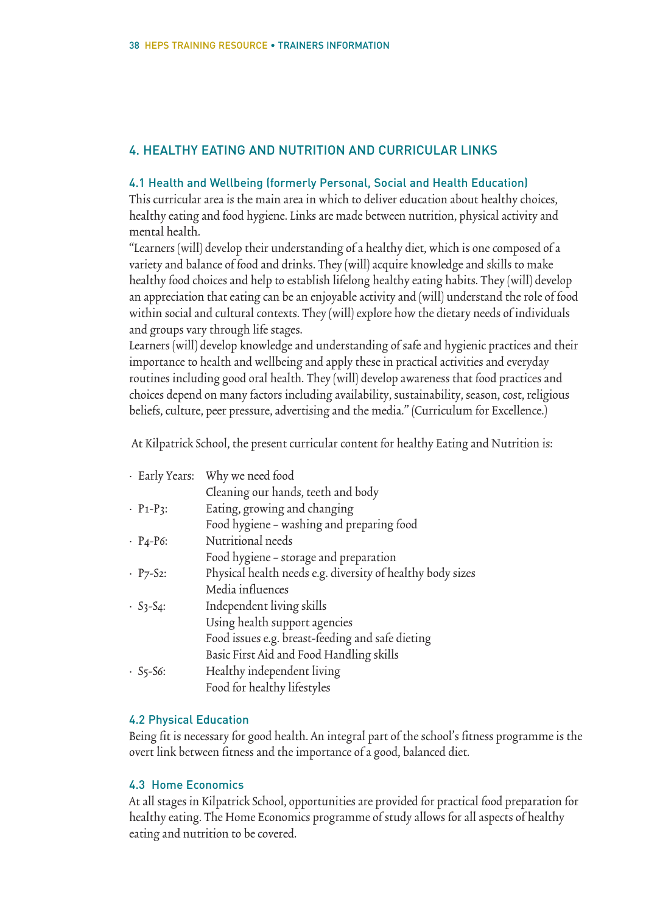## 4. HEALTHY EATING AND NUTRITION AND CURRICULAR LINKS

### 4.1 Health and Wellbeing (formerly Personal, Social and Health Education)

This curricular area is the main area in which to deliver education about healthy choices, healthy eating and food hygiene. Links are made between nutrition, physical activity and mental health.

"Learners (will) develop their understanding of a healthy diet, which is one composed of a variety and balance of food and drinks. They (will) acquire knowledge and skills to make healthy food choices and help to establish lifelong healthy eating habits. They (will) develop an appreciation that eating can be an enjoyable activity and (will) understand the role of food within social and cultural contexts. They (will) explore how the dietary needs of individuals and groups vary through life stages.

Learners (will) develop knowledge and understanding of safe and hygienic practices and their importance to health and wellbeing and apply these in practical activities and everyday routines including good oral health. They (will) develop awareness that food practices and choices depend on many factors including availability, sustainability, season, cost, religious beliefs, culture, peer pressure, advertising and the media." (Curriculum for Excellence.)

At Kilpatrick School, the present curricular content for healthy Eating and Nutrition is:

- Early Years: Why we need food
  Cleaning our hands, teeth and body
- P1-P3: Eating, growing and changing
  Food hygiene – washing and preparing food
- P4-P6: Nutritional needs
  Food hygiene – storage and preparation
- P7-S2: Physical health needs e.g. diversity of healthy body sizes
  Media influences
- S3-S4: Independent living skills
  Using health support agencies
  Food issues e.g. breast-feeding and safe dieting
  Basic First Aid and Food Handling skills
- S5-S6: Healthy independent living
  Food for healthy lifestyles

### 4.2 Physical Education

Being fit is necessary for good health. An integral part of the school's fitness programme is the overt link between fitness and the importance of a good, balanced diet.

### 4.3 Home Economics

At all stages in Kilpatrick School, opportunities are provided for practical food preparation for healthy eating. The Home Economics programme of study allows for all aspects of healthy eating and nutrition to be covered.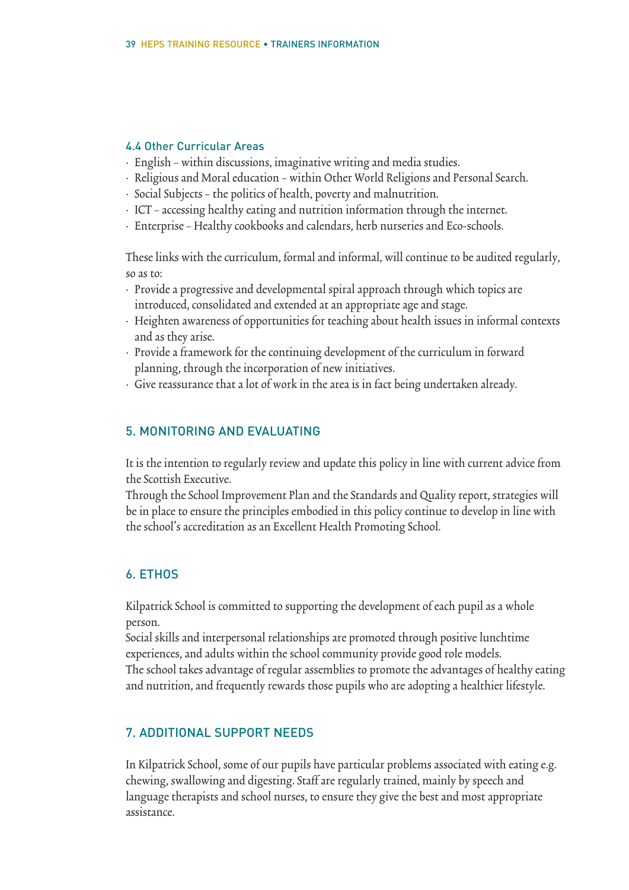### 4.4 Other Curricular Areas

- English – within discussions, imaginative writing and media studies.
- Religious and Moral education – within Other World Religions and Personal Search.
- Social Subjects – the politics of health, poverty and malnutrition.
- ICT – accessing healthy eating and nutrition information through the internet.
- Enterprise – Healthy cookbooks and calendars, herb nurseries and Eco-schools.

These links with the curriculum, formal and informal, will continue to be audited regularly, so as to:

- Provide a progressive and developmental spiral approach through which topics are introduced, consolidated and extended at an appropriate age and stage.
- Heighten awareness of opportunities for teaching about health issues in informal contexts and as they arise.
- Provide a framework for the continuing development of the curriculum in forward planning, through the incorporation of new initiatives.
- Give reassurance that a lot of work in the area is in fact being undertaken already.

## 5. MONITORING AND EVALUATING

It is the intention to regularly review and update this policy in line with current advice from the Scottish Executive.
Through the School Improvement Plan and the Standards and Quality report, strategies will be in place to ensure the principles embodied in this policy continue to develop in line with the school's accreditation as an Excellent Health Promoting School.

## 6. ETHOS

Kilpatrick School is committed to supporting the development of each pupil as a whole person.
Social skills and interpersonal relationships are promoted through positive lunchtime experiences, and adults within the school community provide good role models.
The school takes advantage of regular assemblies to promote the advantages of healthy eating and nutrition, and frequently rewards those pupils who are adopting a healthier lifestyle.

## 7. ADDITIONAL SUPPORT NEEDS

In Kilpatrick School, some of our pupils have particular problems associated with eating e.g. chewing, swallowing and digesting. Staff are regularly trained, mainly by speech and language therapists and school nurses, to ensure they give the best and most appropriate assistance.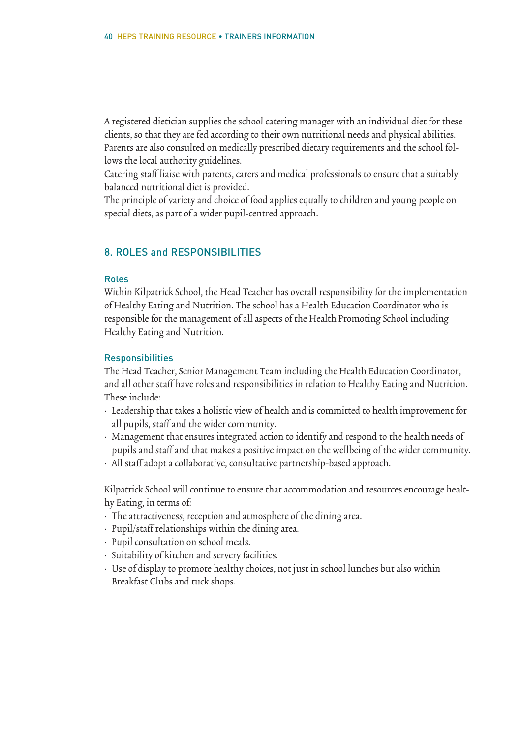A registered dietician supplies the school catering manager with an individual diet for these clients, so that they are fed according to their own nutritional needs and physical abilities. Parents are also consulted on medically prescribed dietary requirements and the school follows the local authority guidelines.

Catering staff liaise with parents, carers and medical professionals to ensure that a suitably balanced nutritional diet is provided.

The principle of variety and choice of food applies equally to children and young people on special diets, as part of a wider pupil-centred approach.

## 8. ROLES and RESPONSIBILITIES

### Roles

Within Kilpatrick School, the Head Teacher has overall responsibility for the implementation of Healthy Eating and Nutrition. The school has a Health Education Coordinator who is responsible for the management of all aspects of the Health Promoting School including Healthy Eating and Nutrition.

### Responsibilities

The Head Teacher, Senior Management Team including the Health Education Coordinator, and all other staff have roles and responsibilities in relation to Healthy Eating and Nutrition. These include:

- Leadership that takes a holistic view of health and is committed to health improvement for all pupils, staff and the wider community.
- Management that ensures integrated action to identify and respond to the health needs of pupils and staff and that makes a positive impact on the wellbeing of the wider community.
- All staff adopt a collaborative, consultative partnership-based approach.

Kilpatrick School will continue to ensure that accommodation and resources encourage healthy Eating, in terms of:

- The attractiveness, reception and atmosphere of the dining area.
- Pupil/staff relationships within the dining area.
- Pupil consultation on school meals.
- Suitability of kitchen and servery facilities.
- Use of display to promote healthy choices, not just in school lunches but also within Breakfast Clubs and tuck shops.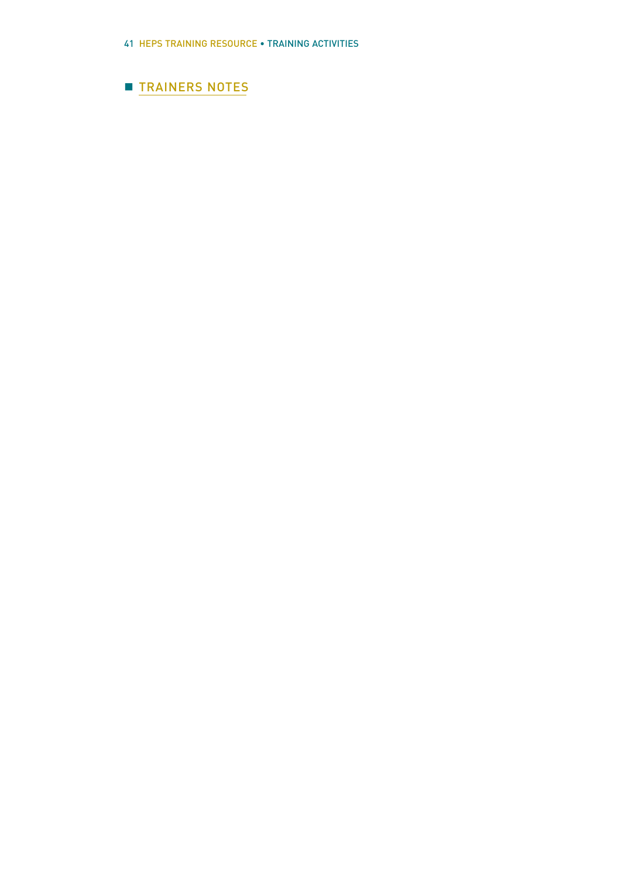## TRAINERS NOTES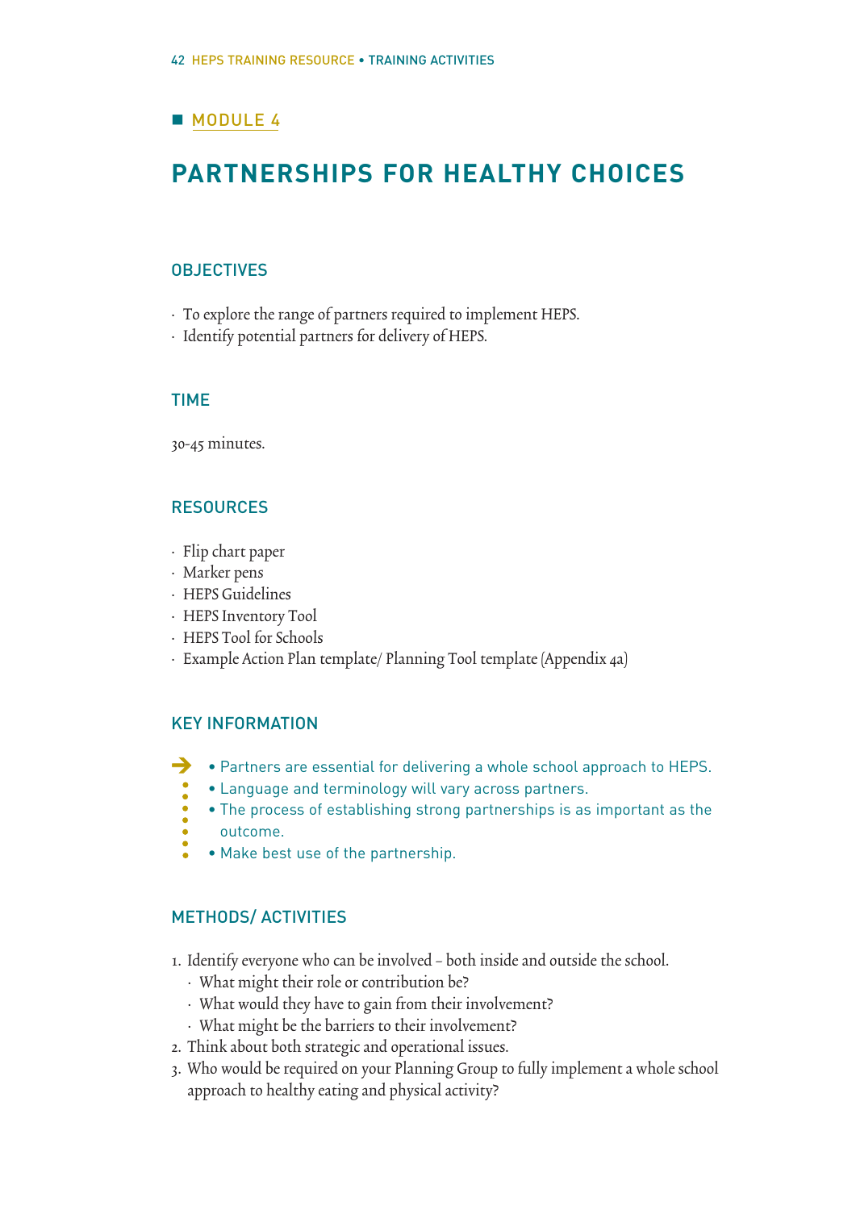■ MODULE 4

# PARTNERSHIPS FOR HEALTHY CHOICES

## OBJECTIVES

- To explore the range of partners required to implement HEPS.
- Identify potential partners for delivery of HEPS.

## TIME

30-45 minutes.

## RESOURCES

- Flip chart paper
- Marker pens
- HEPS Guidelines
- HEPS Inventory Tool
- HEPS Tool for Schools
- Example Action Plan template/ Planning Tool template (Appendix 4a)

## KEY INFORMATION

- Partners are essential for delivering a whole school approach to HEPS.
- Language and terminology will vary across partners.
- The process of establishing strong partnerships is as important as the outcome.
- Make best use of the partnership.

## METHODS/ ACTIVITIES

1. Identify everyone who can be involved – both inside and outside the school.
   - What might their role or contribution be?
   - What would they have to gain from their involvement?
   - What might be the barriers to their involvement?
2. Think about both strategic and operational issues.
3. Who would be required on your Planning Group to fully implement a whole school approach to healthy eating and physical activity?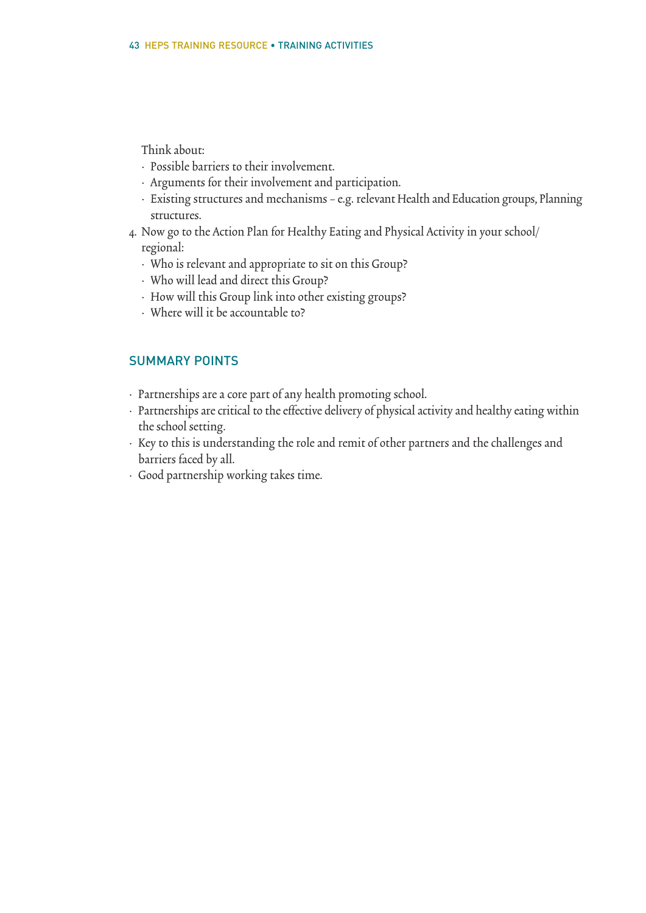Think about:

- Possible barriers to their involvement.
- Arguments for their involvement and participation.
- Existing structures and mechanisms – e.g. relevant Health and Education groups, Planning structures.

4. Now go to the Action Plan for Healthy Eating and Physical Activity in your school/ regional:
   - Who is relevant and appropriate to sit on this Group?
   - Who will lead and direct this Group?
   - How will this Group link into other existing groups?
   - Where will it be accountable to?

## SUMMARY POINTS

- Partnerships are a core part of any health promoting school.
- Partnerships are critical to the effective delivery of physical activity and healthy eating within the school setting.
- Key to this is understanding the role and remit of other partners and the challenges and barriers faced by all.
- Good partnership working takes time.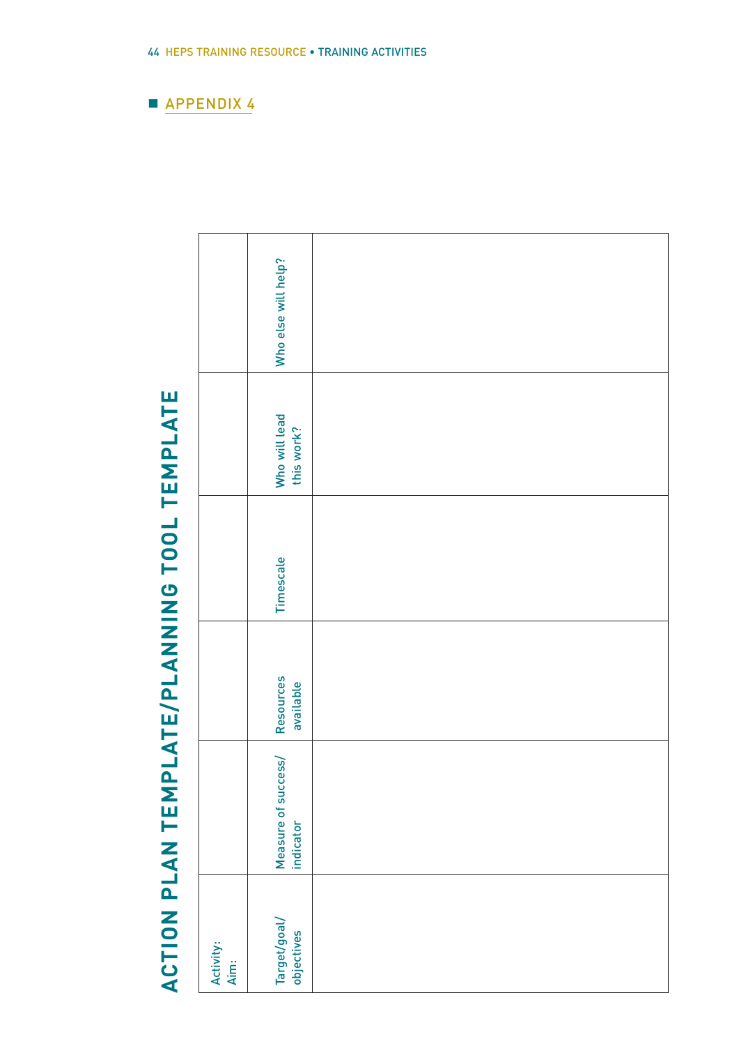## APPENDIX 4

# ACTION PLAN TEMPLATE/PLANNING TOOL TEMPLATE

| Activity:<br>Aim: | | | | | |
|---|---|---|---|---|---|
| Target/goal/ objectives | Measure of success/ indicator | Resources available | Timescale | Who will lead this work? | Who else will help? |
| | | | | | |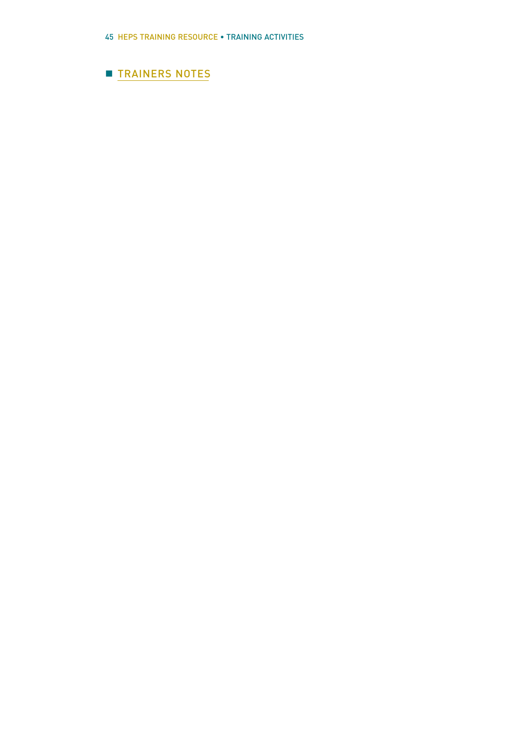## TRAINERS NOTES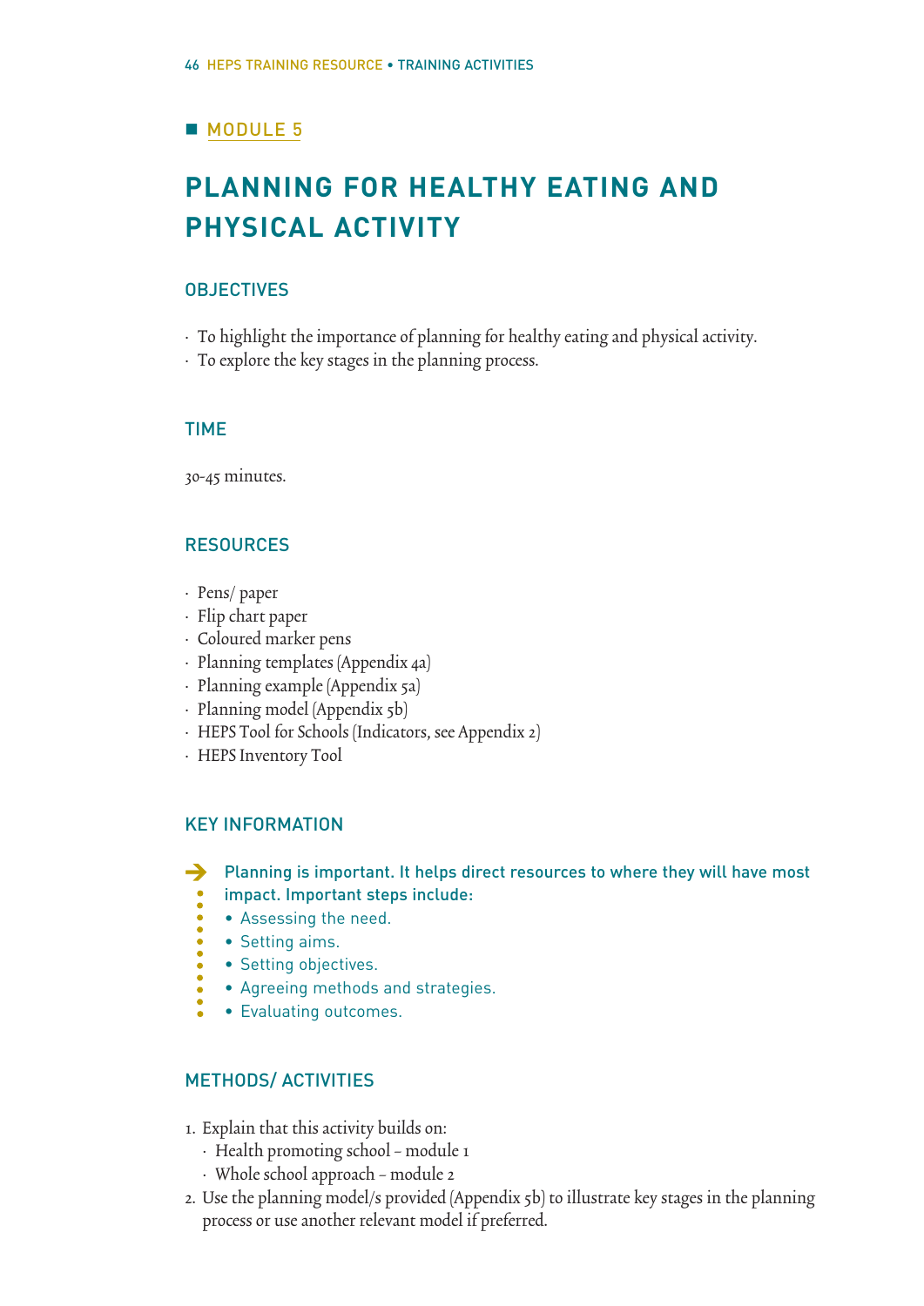■ MODULE 5

# PLANNING FOR HEALTHY EATING AND PHYSICAL ACTIVITY

## OBJECTIVES

- To highlight the importance of planning for healthy eating and physical activity.
- To explore the key stages in the planning process.

## TIME

30-45 minutes.

## RESOURCES

- Pens/ paper
- Flip chart paper
- Coloured marker pens
- Planning templates (Appendix 4a)
- Planning example (Appendix 5a)
- Planning model (Appendix 5b)
- HEPS Tool for Schools (Indicators, see Appendix 2)
- HEPS Inventory Tool

## KEY INFORMATION

➔ Planning is important. It helps direct resources to where they will have most impact. Important steps include:
- Assessing the need.
- Setting aims.
- Setting objectives.
- Agreeing methods and strategies.
- Evaluating outcomes.

## METHODS/ ACTIVITIES

1. Explain that this activity builds on:
   - Health promoting school – module 1
   - Whole school approach – module 2
2. Use the planning model/s provided (Appendix 5b) to illustrate key stages in the planning process or use another relevant model if preferred.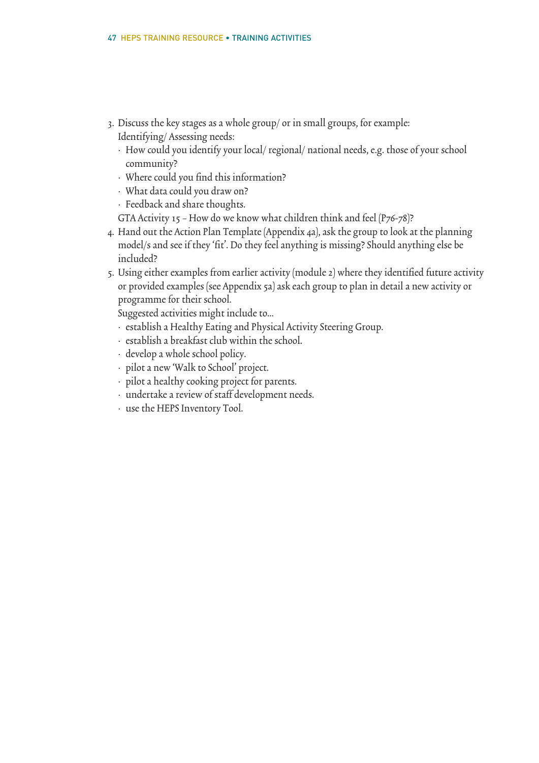3. Discuss the key stages as a whole group/ or in small groups, for example:
   Identifying/ Assessing needs:
   - How could you identify your local/ regional/ national needs, e.g. those of your school community?
   - Where could you find this information?
   - What data could you draw on?
   - Feedback and share thoughts.

   GTA Activity 15 – How do we know what children think and feel (P76-78)?
4. Hand out the Action Plan Template (Appendix 4a), ask the group to look at the planning model/s and see if they 'fit'. Do they feel anything is missing? Should anything else be included?
5. Using either examples from earlier activity (module 2) where they identified future activity or provided examples (see Appendix 5a) ask each group to plan in detail a new activity or programme for their school.

   Suggested activities might include to…
   - establish a Healthy Eating and Physical Activity Steering Group.
   - establish a breakfast club within the school.
   - develop a whole school policy.
   - pilot a new 'Walk to School' project.
   - pilot a healthy cooking project for parents.
   - undertake a review of staff development needs.
   - use the HEPS Inventory Tool.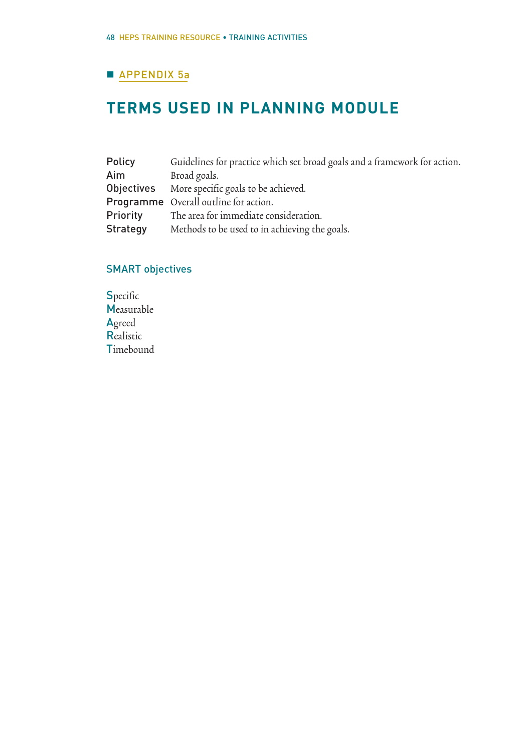## APPENDIX 5a

# TERMS USED IN PLANNING MODULE

| | |
|---|---|
| Policy | Guidelines for practice which set broad goals and a framework for action. |
| Aim | Broad goals. |
| Objectives | More specific goals to be achieved. |
| Programme | Overall outline for action. |
| Priority | The area for immediate consideration. |
| Strategy | Methods to be used to in achieving the goals. |

### SMART objectives

**S**pecific
**M**easurable
**A**greed
**R**ealistic
**T**imebound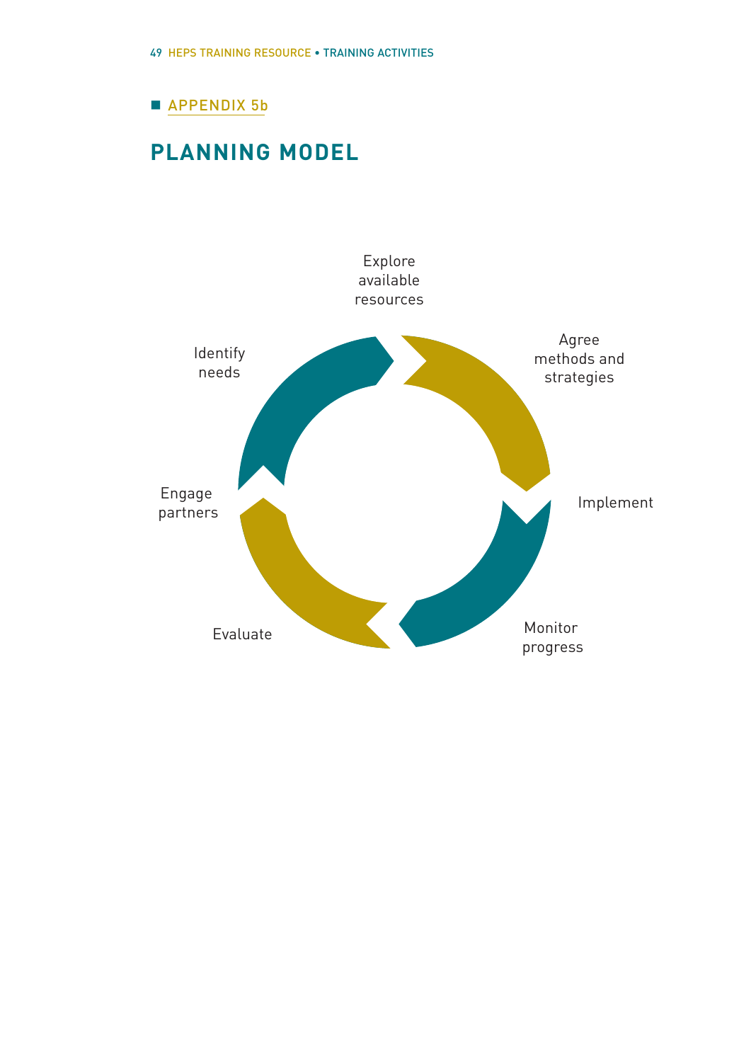APPENDIX 5b

## PLANNING MODEL

Explore available resources

Agree methods and strategies

Implement

Monitor progress

Evaluate

Engage partners

Identify needs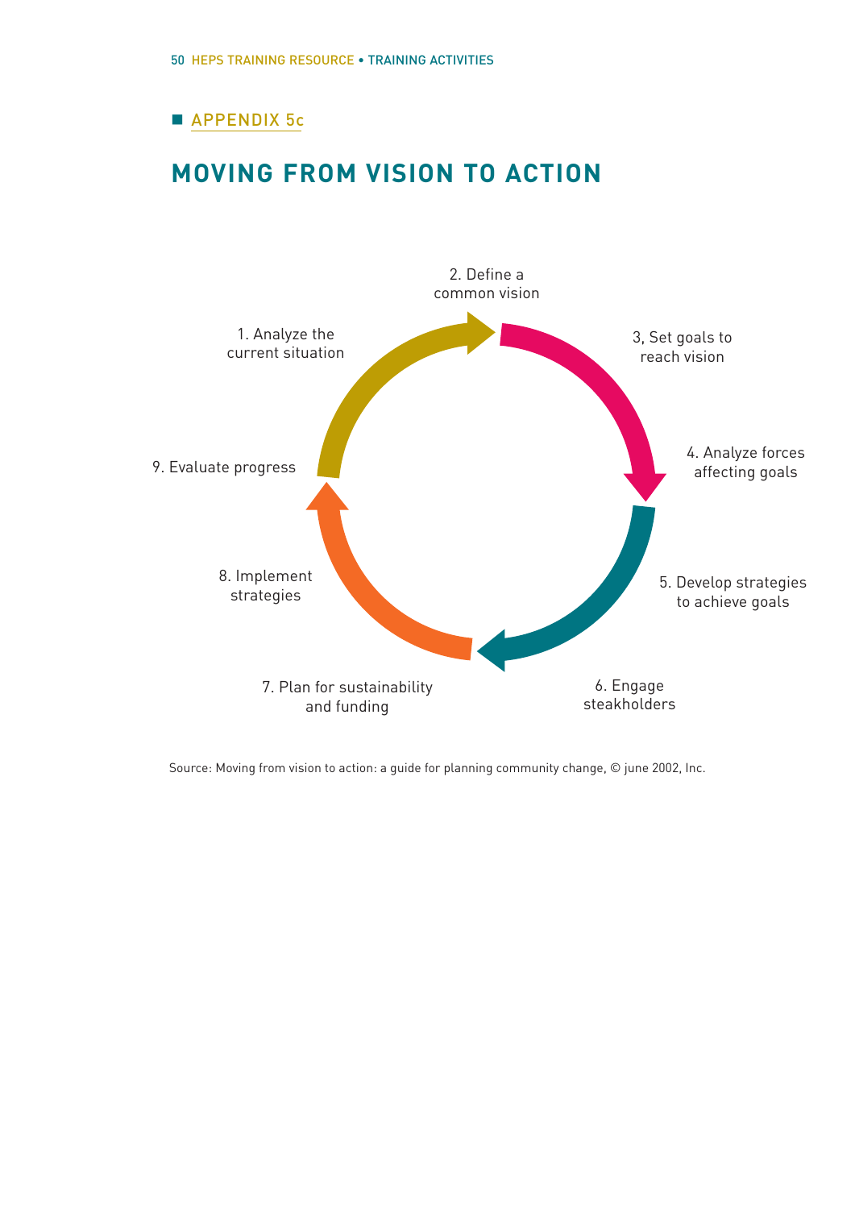APPENDIX 5c

# MOVING FROM VISION TO ACTION

1. Analyze the current situation
2. Define a common vision
3, Set goals to reach vision
4. Analyze forces affecting goals
5. Develop strategies to achieve goals
6. Engage steakholders
7. Plan for sustainability and funding
8. Implement strategies
9. Evaluate progress

Source: Moving from vision to action: a guide for planning community change, © june 2002, Inc.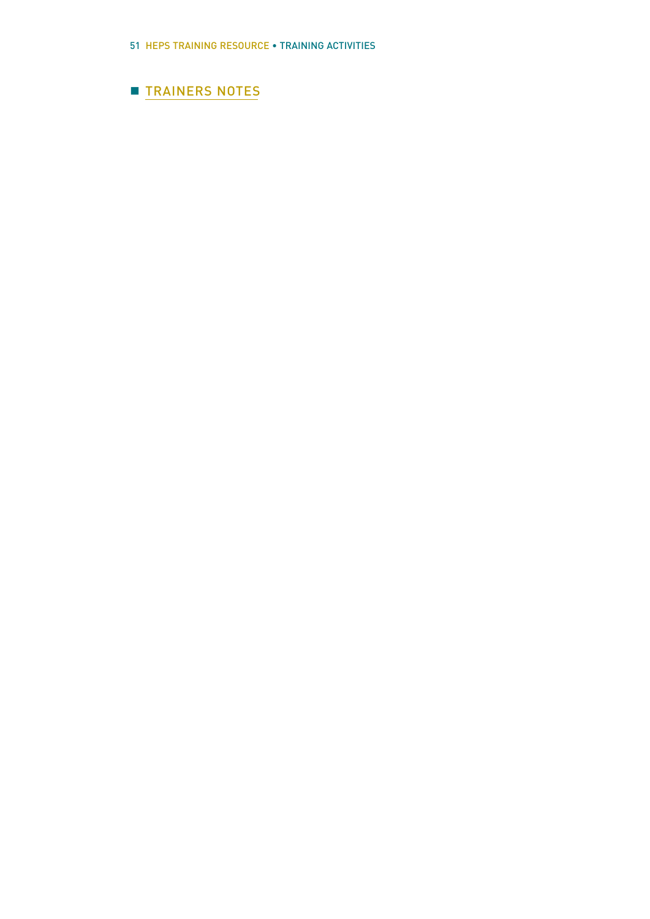## TRAINERS NOTES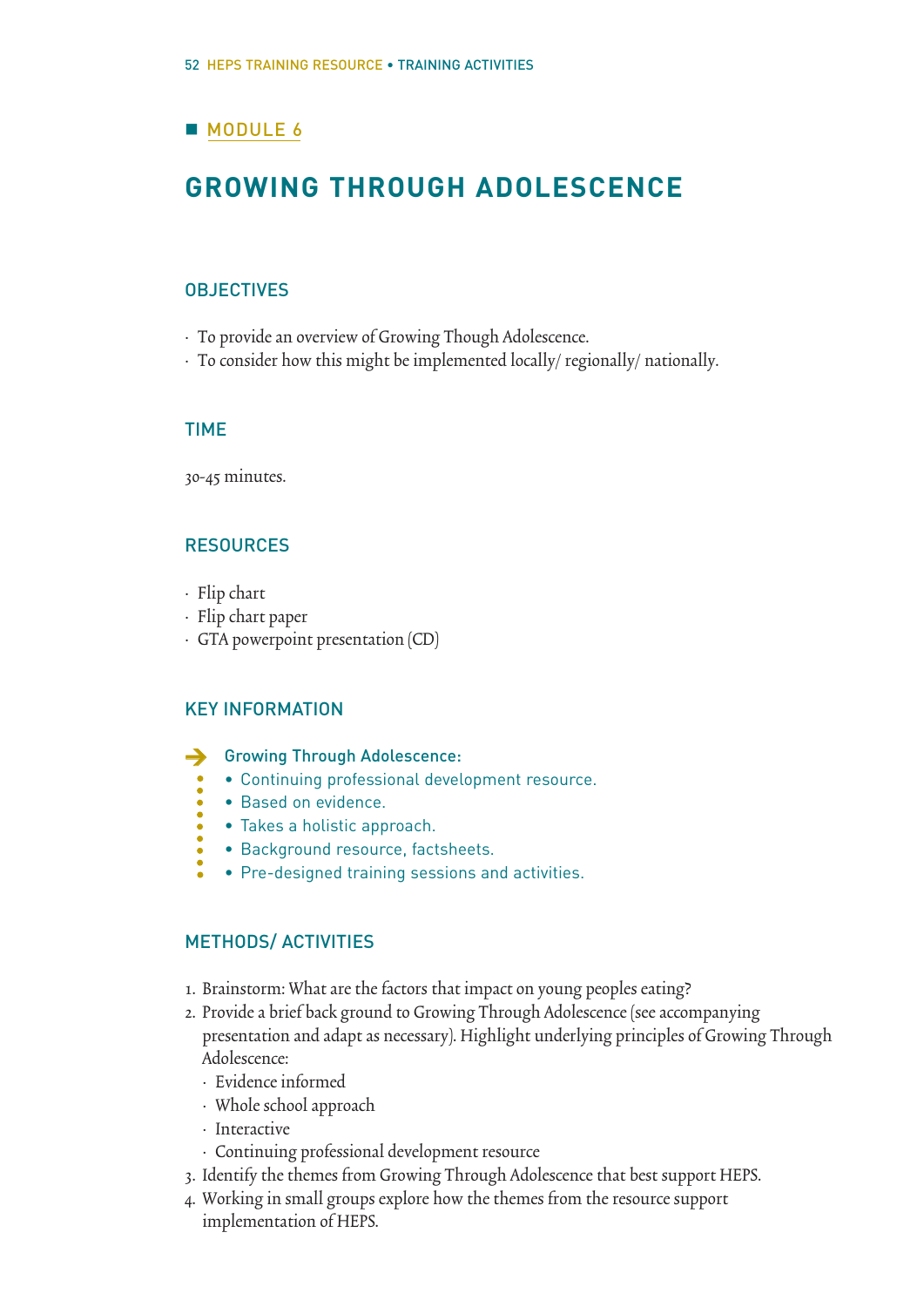## MODULE 6

# GROWING THROUGH ADOLESCENCE

## OBJECTIVES

- To provide an overview of Growing Though Adolescence.
- To consider how this might be implemented locally/ regionally/ nationally.

## TIME

30-45 minutes.

## RESOURCES

- Flip chart
- Flip chart paper
- GTA powerpoint presentation (CD)

## KEY INFORMATION

**Growing Through Adolescence:**

- Continuing professional development resource.
- Based on evidence.
- Takes a holistic approach.
- Background resource, factsheets.
- Pre-designed training sessions and activities.

## METHODS/ ACTIVITIES

1. Brainstorm: What are the factors that impact on young peoples eating?
2. Provide a brief back ground to Growing Through Adolescence (see accompanying presentation and adapt as necessary). Highlight underlying principles of Growing Through Adolescence:
   - Evidence informed
   - Whole school approach
   - Interactive
   - Continuing professional development resource
3. Identify the themes from Growing Through Adolescence that best support HEPS.
4. Working in small groups explore how the themes from the resource support implementation of HEPS.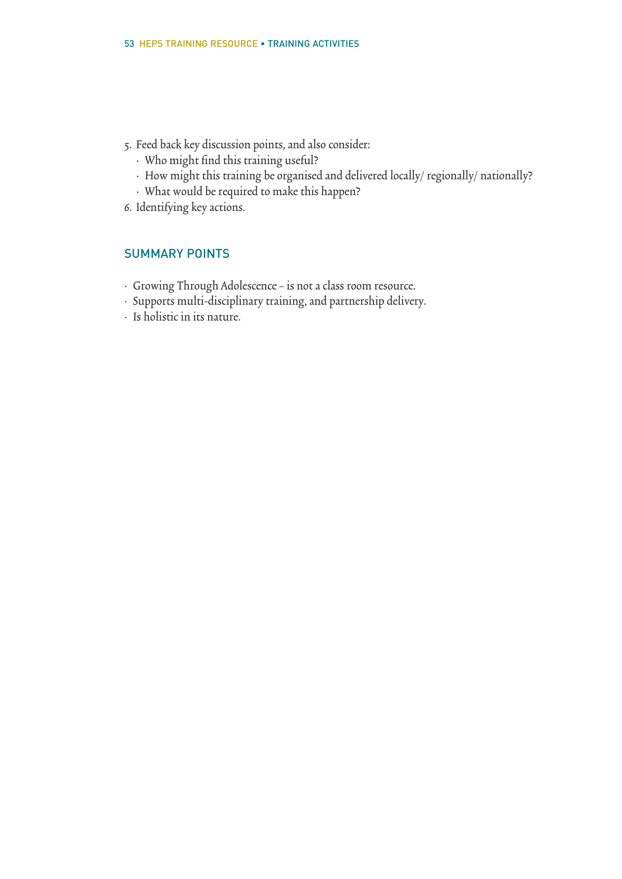5. Feed back key discussion points, and also consider:
   - Who might find this training useful?
   - How might this training be organised and delivered locally/ regionally/ nationally?
   - What would be required to make this happen?
6. Identifying key actions.

## SUMMARY POINTS

- Growing Through Adolescence – is not a class room resource.
- Supports multi-disciplinary training, and partnership delivery.
- Is holistic in its nature.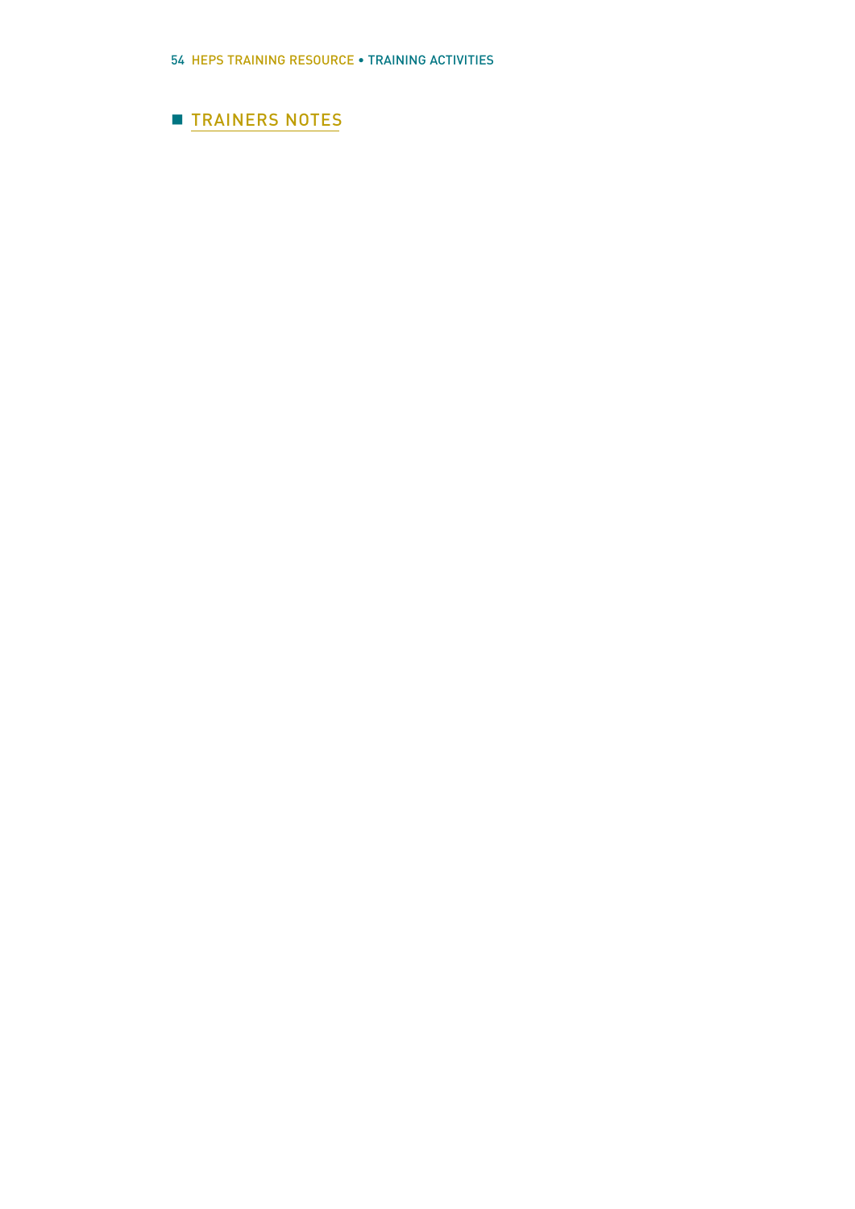## TRAINERS NOTES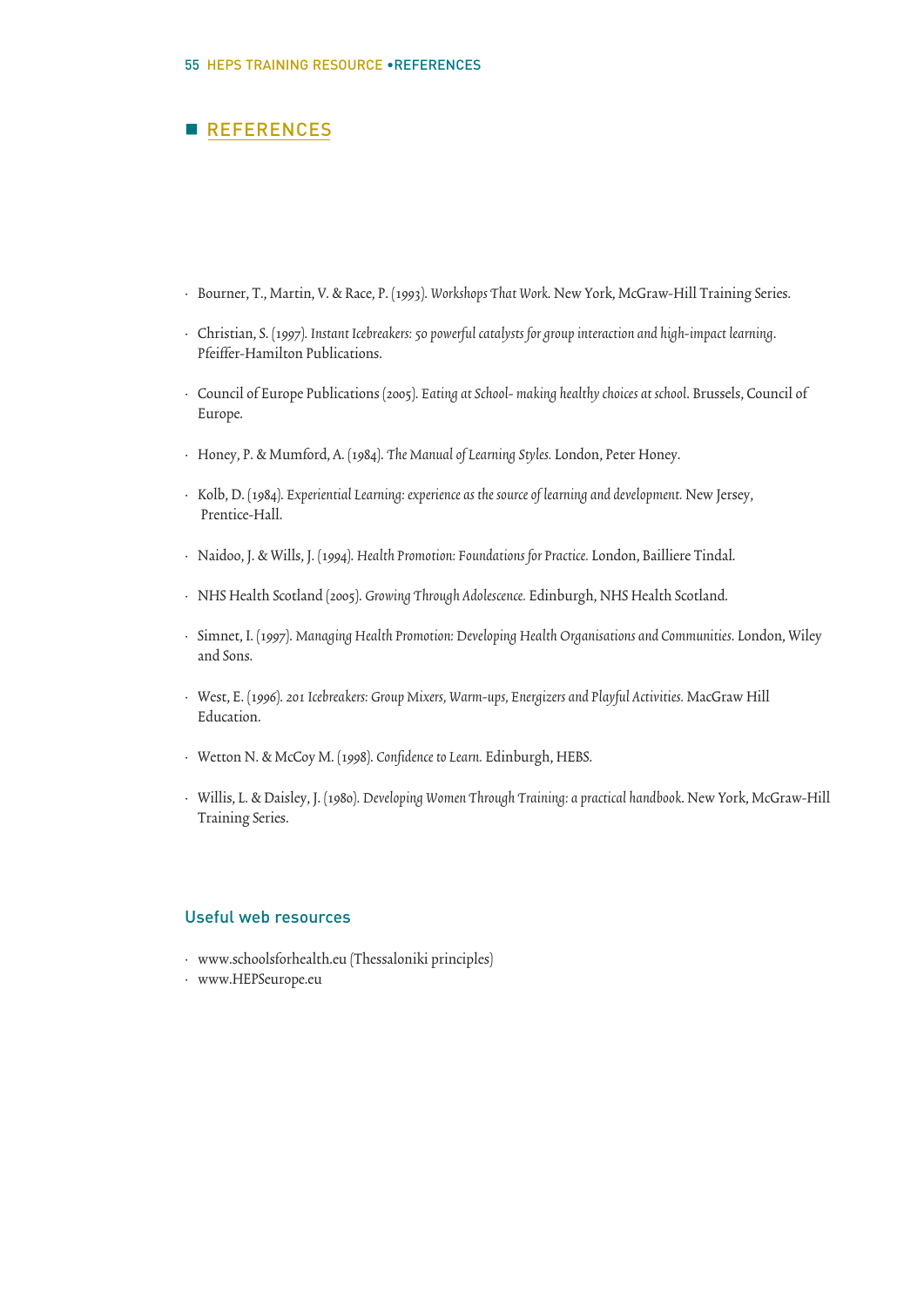## REFERENCES

- Bourner, T., Martin, V. & Race, P. (1993). *Workshops That Work*. New York, McGraw-Hill Training Series.
- Christian, S. (1997). *Instant Icebreakers: 50 powerful catalysts for group interaction and high-impact learning*. Pfeiffer-Hamilton Publications.
- Council of Europe Publications (2005). *Eating at School- making healthy choices at school*. Brussels, Council of Europe.
- Honey, P. & Mumford, A. (1984). *The Manual of Learning Styles*. London, Peter Honey.
- Kolb, D. (1984). *Experiential Learning: experience as the source of learning and development*. New Jersey, Prentice-Hall.
- Naidoo, J. & Wills, J. (1994). *Health Promotion: Foundations for Practice*. London, Bailliere Tindal.
- NHS Health Scotland (2005). *Growing Through Adolescence*. Edinburgh, NHS Health Scotland.
- Simnet, I. (1997). *Managing Health Promotion: Developing Health Organisations and Communities*. London, Wiley and Sons.
- West, E. (1996). *201 Icebreakers: Group Mixers, Warm-ups, Energizers and Playful Activities*. MacGraw Hill Education.
- Wetton N. & McCoy M. (1998). *Confidence to Learn*. Edinburgh, HEBS.
- Willis, L. & Daisley, J. (1980). *Developing Women Through Training: a practical handbook*. New York, McGraw-Hill Training Series.

### Useful web resources

- www.schoolsforhealth.eu (Thessaloniki principles)
- www.HEPSeurope.eu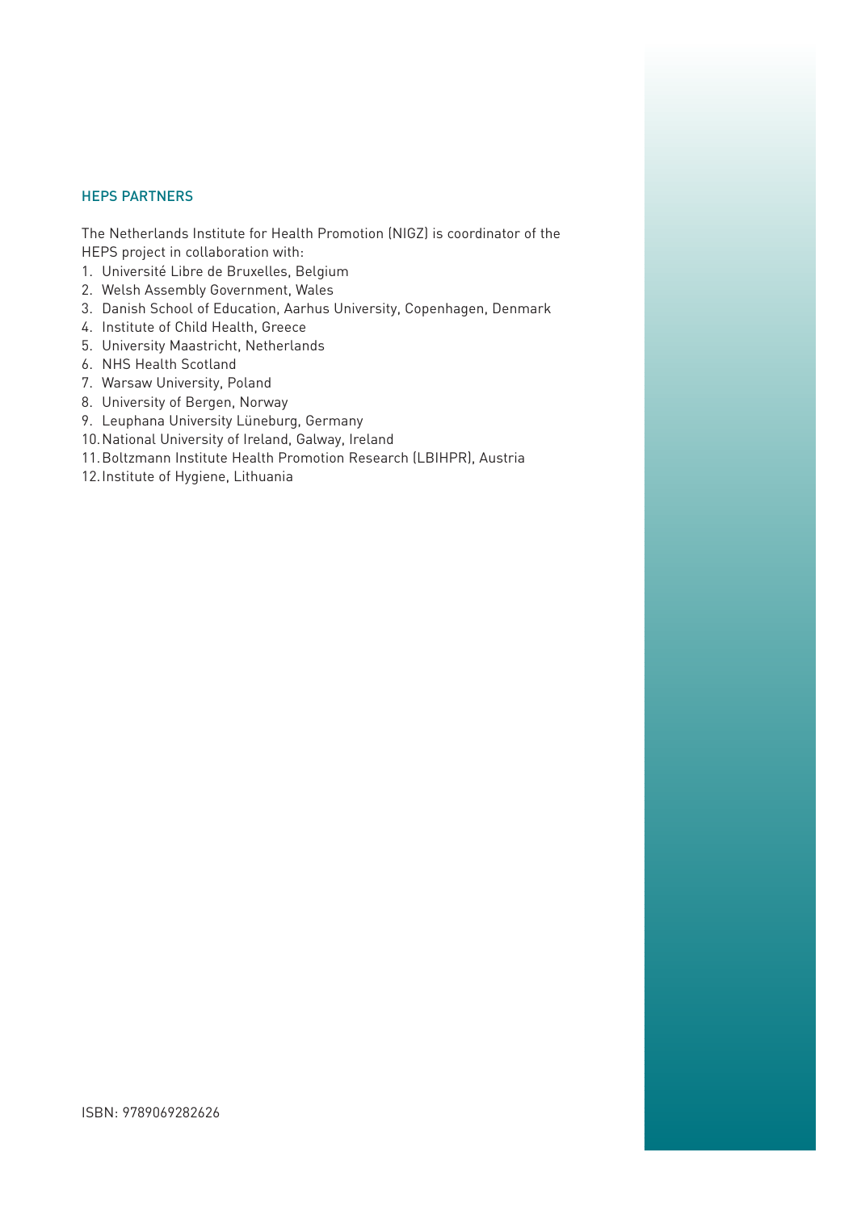## HEPS PARTNERS

The Netherlands Institute for Health Promotion (NIGZ) is coordinator of the HEPS project in collaboration with:

1. Université Libre de Bruxelles, Belgium
2. Welsh Assembly Government, Wales
3. Danish School of Education, Aarhus University, Copenhagen, Denmark
4. Institute of Child Health, Greece
5. University Maastricht, Netherlands
6. NHS Health Scotland
7. Warsaw University, Poland
8. University of Bergen, Norway
9. Leuphana University Lüneburg, Germany
10. National University of Ireland, Galway, Ireland
11. Boltzmann Institute Health Promotion Research (LBIHPR), Austria
12. Institute of Hygiene, Lithuania

ISBN: 9789069282626